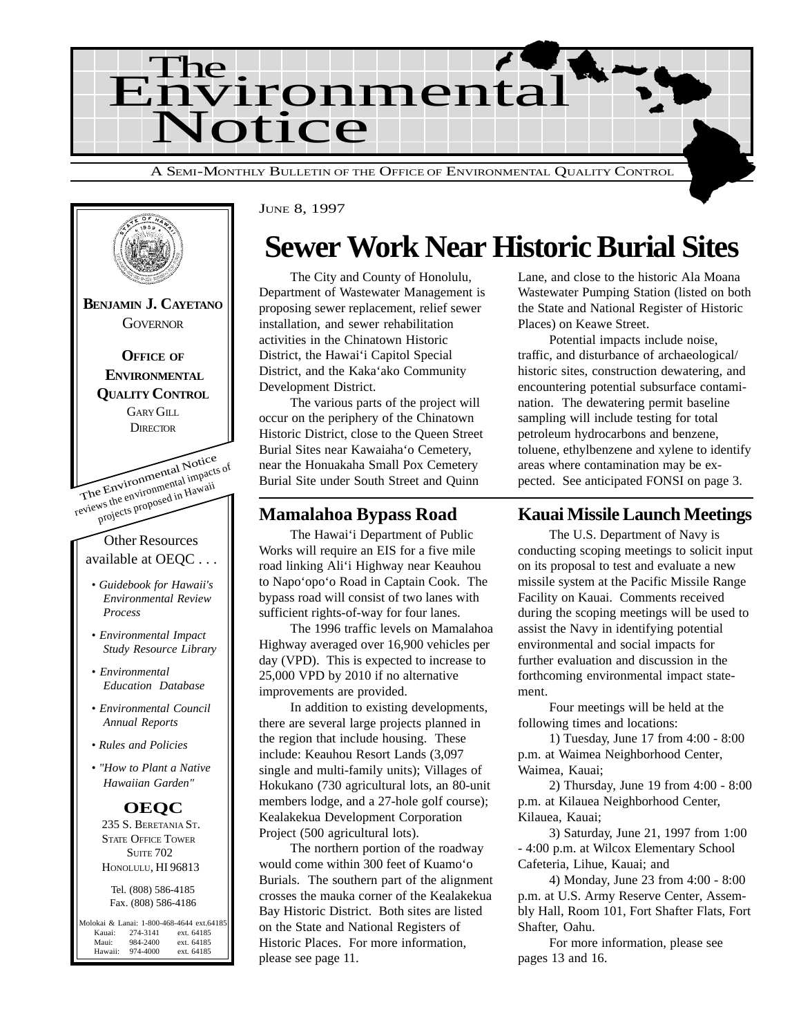# The Environmental Notice

A SEMI-MONTHLY BULLETIN OF THE OFFICE OF ENVIRONMENTAL QUALITY CONTROL

JUNE 8, 1997

**BENJAMIN J. CAYETANO**
GOVERNOR

**OFFICE OF ENVIRONMENTAL QUALITY CONTROL**
GARY GILL
DIRECTOR

The Environmental Notice reviews the environmental impacts of projects proposed in Hawaii

Other Resources available at OEQC . . .

- *Guidebook for Hawaii's Environmental Review Process*
- *Environmental Impact Study Resource Library*
- *Environmental Education Database*
- *Environmental Council Annual Reports*
- *Rules and Policies*
- *"How to Plant a Native Hawaiian Garden"*

**OEQC**
235 S. BERETANIA ST.
STATE OFFICE TOWER
SUITE 702
HONOLULU, HI 96813

Tel. (808) 586-4185
Fax. (808) 586-4186

Molokai & Lanai: 1-800-468-4644 ext.64185
Kauai: 274-3141 ext. 64185
Maui: 984-2400 ext. 64185
Hawaii: 974-4000 ext. 64185

# Sewer Work Near Historic Burial Sites

The City and County of Honolulu, Department of Wastewater Management is proposing sewer replacement, relief sewer installation, and sewer rehabilitation activities in the Chinatown Historic District, the Hawai'i Capitol Special District, and the Kaka'ako Community Development District.

The various parts of the project will occur on the periphery of the Chinatown Historic District, close to the Queen Street Burial Sites near Kawaiaha'o Cemetery, near the Honuakaha Small Pox Cemetery Burial Site under South Street and Quinn Lane, and close to the historic Ala Moana Wastewater Pumping Station (listed on both the State and National Register of Historic Places) on Keawe Street.

Potential impacts include noise, traffic, and disturbance of archaeological/ historic sites, construction dewatering, and encountering potential subsurface contamination. The dewatering permit baseline sampling will include testing for total petroleum hydrocarbons and benzene, toluene, ethylbenzene and xylene to identify areas where contamination may be expected. See anticipated FONSI on page 3.

## Mamalahoa Bypass Road

The Hawai'i Department of Public Works will require an EIS for a five mile road linking Ali'i Highway near Keauhou to Napo'opo'o Road in Captain Cook. The bypass road will consist of two lanes with sufficient rights-of-way for four lanes.

The 1996 traffic levels on Mamalahoa Highway averaged over 16,900 vehicles per day (VPD). This is expected to increase to 25,000 VPD by 2010 if no alternative improvements are provided.

In addition to existing developments, there are several large projects planned in the region that include housing. These include: Keauhou Resort Lands (3,097 single and multi-family units); Villages of Hokukano (730 agricultural lots, an 80-unit members lodge, and a 27-hole golf course); Kealakekua Development Corporation Project (500 agricultural lots).

The northern portion of the roadway would come within 300 feet of Kuamo'o Burials. The southern part of the alignment crosses the mauka corner of the Kealakekua Bay Historic District. Both sites are listed on the State and National Registers of Historic Places. For more information, please see page 11.

## Kauai Missile Launch Meetings

The U.S. Department of Navy is conducting scoping meetings to solicit input on its proposal to test and evaluate a new missile system at the Pacific Missile Range Facility on Kauai. Comments received during the scoping meetings will be used to assist the Navy in identifying potential environmental and social impacts for further evaluation and discussion in the forthcoming environmental impact statement.

Four meetings will be held at the following times and locations:

1) Tuesday, June 17 from 4:00 - 8:00 p.m. at Waimea Neighborhood Center, Waimea, Kauai;

2) Thursday, June 19 from 4:00 - 8:00 p.m. at Kilauea Neighborhood Center, Kilauea, Kauai;

3) Saturday, June 21, 1997 from 1:00 - 4:00 p.m. at Wilcox Elementary School Cafeteria, Lihue, Kauai; and

4) Monday, June 23 from 4:00 - 8:00 p.m. at U.S. Army Reserve Center, Assembly Hall, Room 101, Fort Shafter Flats, Fort Shafter, Oahu.

For more information, please see pages 13 and 16.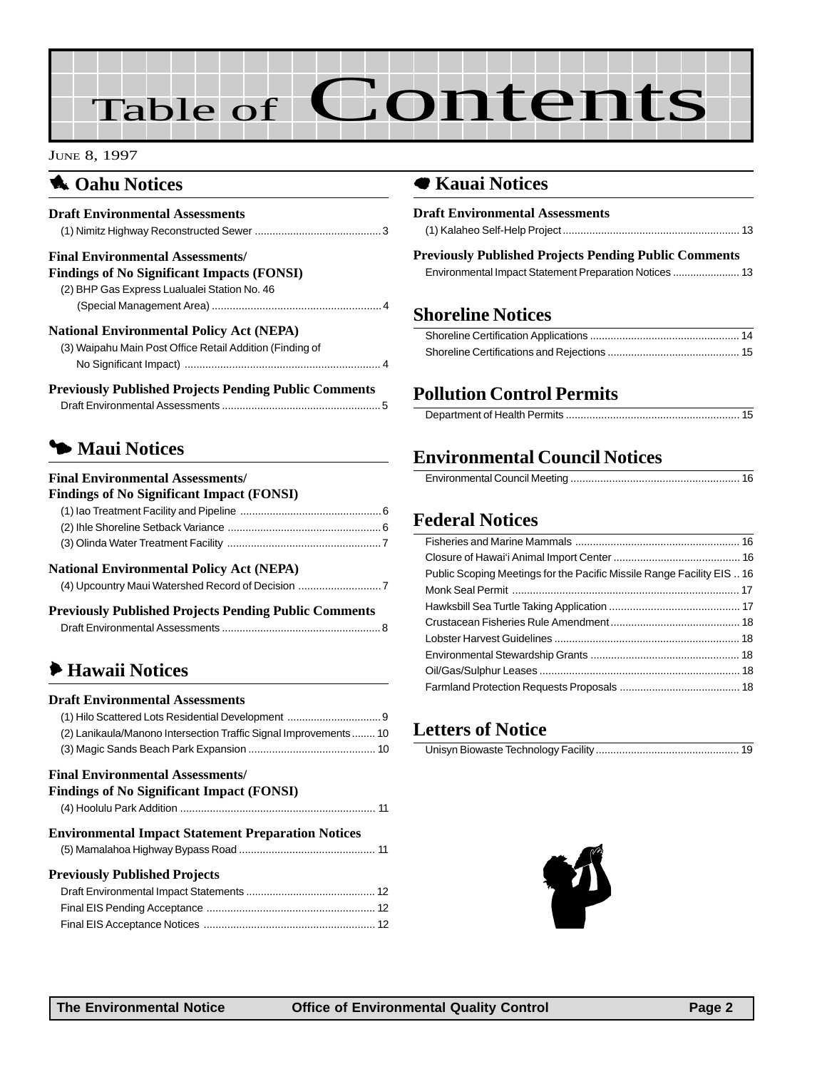# Table of Contents

JUNE 8, 1997

## Oahu Notices

### Draft Environmental Assessments

(1) Nimitz Highway Reconstructed Sewer ... 3

### Final Environmental Assessments/ Findings of No Significant Impacts (FONSI)

(2) BHP Gas Express Lualualei Station No. 46 (Special Management Area) ... 4

### National Environmental Policy Act (NEPA)

(3) Waipahu Main Post Office Retail Addition (Finding of No Significant Impact) ... 4

### Previously Published Projects Pending Public Comments

Draft Environmental Assessments ... 5

## Maui Notices

### Final Environmental Assessments/ Findings of No Significant Impact (FONSI)

(1) Iao Treatment Facility and Pipeline ... 6

(2) Ihle Shoreline Setback Variance ... 6

(3) Olinda Water Treatment Facility ... 7

### National Environmental Policy Act (NEPA)

(4) Upcountry Maui Watershed Record of Decision ... 7

### Previously Published Projects Pending Public Comments

Draft Environmental Assessments ... 8

## Hawaii Notices

### Draft Environmental Assessments

(1) Hilo Scattered Lots Residential Development ... 9

(2) Lanikaula/Manono Intersection Traffic Signal Improvements ... 10

(3) Magic Sands Beach Park Expansion ... 10

### Final Environmental Assessments/ Findings of No Significant Impact (FONSI)

(4) Hoolulu Park Addition ... 11

### Environmental Impact Statement Preparation Notices

(5) Mamalahoa Highway Bypass Road ... 11

### Previously Published Projects

Draft Environmental Impact Statements ... 12

Final EIS Pending Acceptance ... 12

Final EIS Acceptance Notices ... 12

## Kauai Notices

### Draft Environmental Assessments

(1) Kalaheo Self-Help Project ... 13

### Previously Published Projects Pending Public Comments

Environmental Impact Statement Preparation Notices ... 13

## Shoreline Notices

Shoreline Certification Applications ... 14

Shoreline Certifications and Rejections ... 15

## Pollution Control Permits

Department of Health Permits ... 15

## Environmental Council Notices

Environmental Council Meeting ... 16

## Federal Notices

Fisheries and Marine Mammals ... 16

Closure of Hawai'i Animal Import Center ... 16

Public Scoping Meetings for the Pacific Missile Range Facility EIS ... 16

Monk Seal Permit ... 17

Hawksbill Sea Turtle Taking Application ... 17

Crustacean Fisheries Rule Amendment ... 18

Lobster Harvest Guidelines ... 18

Environmental Stewardship Grants ... 18

Oil/Gas/Sulphur Leases ... 18

Farmland Protection Requests Proposals ... 18

## Letters of Notice

Unisyn Biowaste Technology Facility ... 19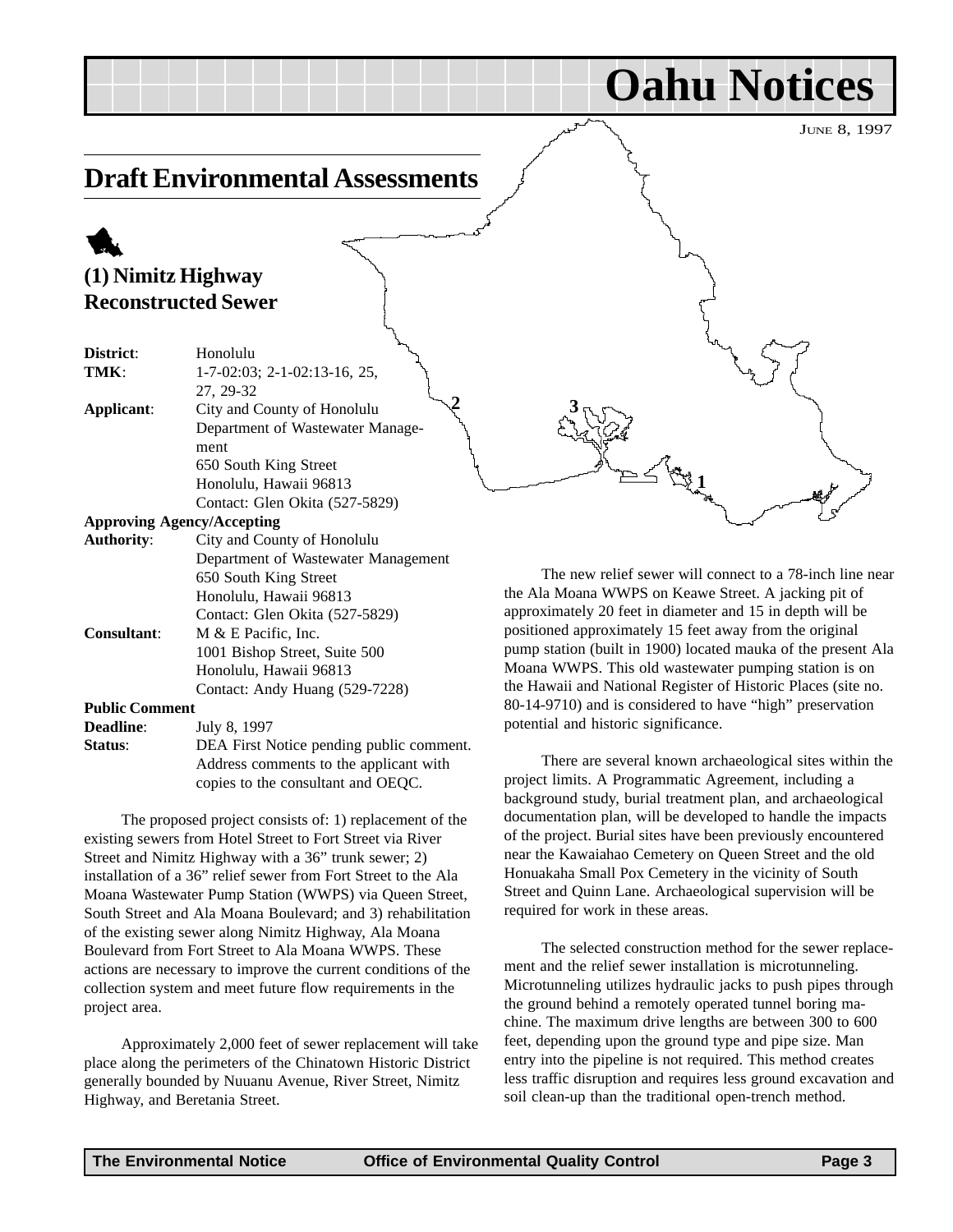# Oahu Notices

JUNE 8, 1997

## Draft Environmental Assessments

### (1) Nimitz Highway Reconstructed Sewer

**District**: Honolulu
**TMK**: 1-7-02:03; 2-1-02:13-16, 25, 27, 29-32
**Applicant**: City and County of Honolulu Department of Wastewater Management
650 South King Street
Honolulu, Hawaii 96813
Contact: Glen Okita (527-5829)

**Approving Agency/Accepting Authority**: City and County of Honolulu Department of Wastewater Management
650 South King Street
Honolulu, Hawaii 96813
Contact: Glen Okita (527-5829)

**Consultant**: M & E Pacific, Inc.
1001 Bishop Street, Suite 500
Honolulu, Hawaii 96813
Contact: Andy Huang (529-7228)

**Public Comment Deadline**: July 8, 1997
**Status**: DEA First Notice pending public comment. Address comments to the applicant with copies to the consultant and OEQC.

The proposed project consists of: 1) replacement of the existing sewers from Hotel Street to Fort Street via River Street and Nimitz Highway with a 36" trunk sewer; 2) installation of a 36" relief sewer from Fort Street to the Ala Moana Wastewater Pump Station (WWPS) via Queen Street, South Street and Ala Moana Boulevard; and 3) rehabilitation of the existing sewer along Nimitz Highway, Ala Moana Boulevard from Fort Street to Ala Moana WWPS. These actions are necessary to improve the current conditions of the collection system and meet future flow requirements in the project area.

Approximately 2,000 feet of sewer replacement will take place along the perimeters of the Chinatown Historic District generally bounded by Nuuanu Avenue, River Street, Nimitz Highway, and Beretania Street.

The new relief sewer will connect to a 78-inch line near the Ala Moana WWPS on Keawe Street. A jacking pit of approximately 20 feet in diameter and 15 in depth will be positioned approximately 15 feet away from the original pump station (built in 1900) located mauka of the present Ala Moana WWPS. This old wastewater pumping station is on the Hawaii and National Register of Historic Places (site no. 80-14-9710) and is considered to have "high" preservation potential and historic significance.

There are several known archaeological sites within the project limits. A Programmatic Agreement, including a background study, burial treatment plan, and archaeological documentation plan, will be developed to handle the impacts of the project. Burial sites have been previously encountered near the Kawaiahao Cemetery on Queen Street and the old Honuakaha Small Pox Cemetery in the vicinity of South Street and Quinn Lane. Archaeological supervision will be required for work in these areas.

The selected construction method for the sewer replacement and the relief sewer installation is microtunneling. Microtunneling utilizes hydraulic jacks to push pipes through the ground behind a remotely operated tunnel boring machine. The maximum drive lengths are between 300 to 600 feet, depending upon the ground type and pipe size. Man entry into the pipeline is not required. This method creates less traffic disruption and requires less ground excavation and soil clean-up than the traditional open-trench method.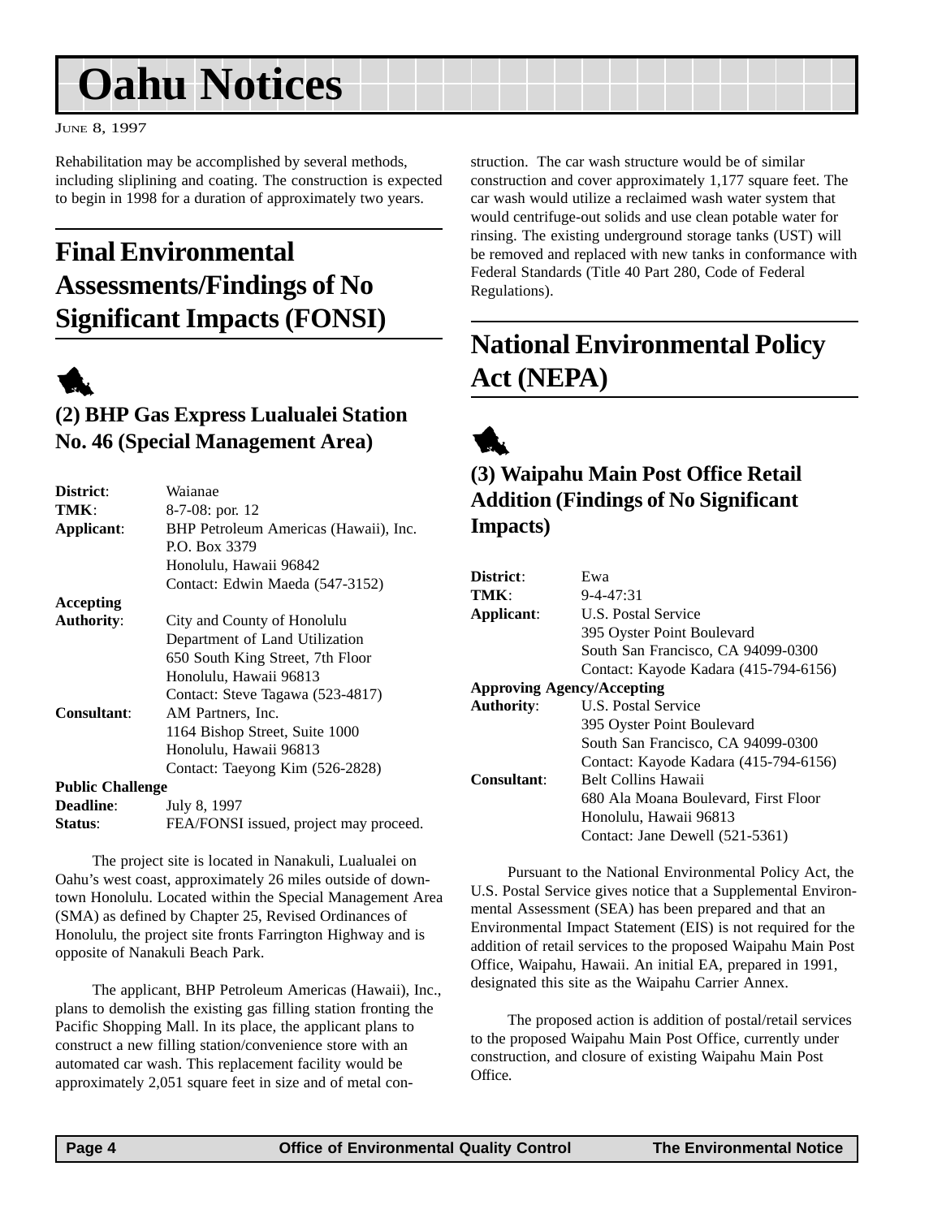# Oahu Notices

June 8, 1997

Rehabilitation may be accomplished by several methods, including sliplining and coating. The construction is expected to begin in 1998 for a duration of approximately two years.

## Final Environmental Assessments/Findings of No Significant Impacts (FONSI)

### (2) BHP Gas Express Lualualei Station No. 46 (Special Management Area)

| | |
|---|---|
| **District**: | Waianae |
| **TMK**: | 8-7-08: por. 12 |
| **Applicant**: | BHP Petroleum Americas (Hawaii), Inc.<br>P.O. Box 3379<br>Honolulu, Hawaii 96842<br>Contact: Edwin Maeda (547-3152) |
| **Accepting Authority**: | City and County of Honolulu<br>Department of Land Utilization<br>650 South King Street, 7th Floor<br>Honolulu, Hawaii 96813<br>Contact: Steve Tagawa (523-4817) |
| **Consultant**: | AM Partners, Inc.<br>1164 Bishop Street, Suite 1000<br>Honolulu, Hawaii 96813<br>Contact: Taeyong Kim (526-2828) |
| **Public Challenge Deadline**: | July 8, 1997 |
| **Status**: | FEA/FONSI issued, project may proceed. |

The project site is located in Nanakuli, Lualualei on Oahu's west coast, approximately 26 miles outside of downtown Honolulu. Located within the Special Management Area (SMA) as defined by Chapter 25, Revised Ordinances of Honolulu, the project site fronts Farrington Highway and is opposite of Nanakuli Beach Park.

The applicant, BHP Petroleum Americas (Hawaii), Inc., plans to demolish the existing gas filling station fronting the Pacific Shopping Mall. In its place, the applicant plans to construct a new filling station/convenience store with an automated car wash. This replacement facility would be approximately 2,051 square feet in size and of metal construction. The car wash structure would be of similar construction and cover approximately 1,177 square feet. The car wash would utilize a reclaimed wash water system that would centrifuge-out solids and use clean potable water for rinsing. The existing underground storage tanks (UST) will be removed and replaced with new tanks in conformance with Federal Standards (Title 40 Part 280, Code of Federal Regulations).

## National Environmental Policy Act (NEPA)

### (3) Waipahu Main Post Office Retail Addition (Findings of No Significant Impacts)

| | |
|---|---|
| **District**: | Ewa |
| **TMK**: | 9-4-47:31 |
| **Applicant**: | U.S. Postal Service<br>395 Oyster Point Boulevard<br>South San Francisco, CA 94099-0300<br>Contact: Kayode Kadara (415-794-6156) |
| **Approving Agency/Accepting Authority**: | U.S. Postal Service<br>395 Oyster Point Boulevard<br>South San Francisco, CA 94099-0300<br>Contact: Kayode Kadara (415-794-6156) |
| **Consultant**: | Belt Collins Hawaii<br>680 Ala Moana Boulevard, First Floor<br>Honolulu, Hawaii 96813<br>Contact: Jane Dewell (521-5361) |

Pursuant to the National Environmental Policy Act, the U.S. Postal Service gives notice that a Supplemental Environmental Assessment (SEA) has been prepared and that an Environmental Impact Statement (EIS) is not required for the addition of retail services to the proposed Waipahu Main Post Office, Waipahu, Hawaii. An initial EA, prepared in 1991, designated this site as the Waipahu Carrier Annex.

The proposed action is addition of postal/retail services to the proposed Waipahu Main Post Office, currently under construction, and closure of existing Waipahu Main Post Office.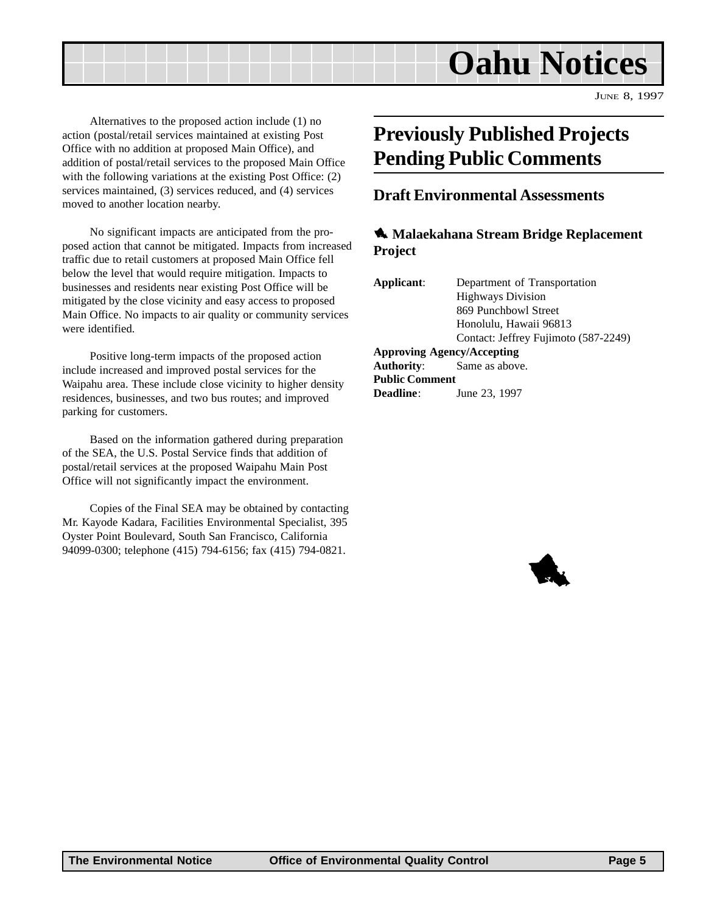Alternatives to the proposed action include (1) no action (postal/retail services maintained at existing Post Office with no addition at proposed Main Office), and addition of postal/retail services to the proposed Main Office with the following variations at the existing Post Office: (2) services maintained, (3) services reduced, and (4) services moved to another location nearby.

No significant impacts are anticipated from the proposed action that cannot be mitigated. Impacts from increased traffic due to retail customers at proposed Main Office fell below the level that would require mitigation. Impacts to businesses and residents near existing Post Office will be mitigated by the close vicinity and easy access to proposed Main Office. No impacts to air quality or community services were identified.

Positive long-term impacts of the proposed action include increased and improved postal services for the Waipahu area. These include close vicinity to higher density residences, businesses, and two bus routes; and improved parking for customers.

Based on the information gathered during preparation of the SEA, the U.S. Postal Service finds that addition of postal/retail services at the proposed Waipahu Main Post Office will not significantly impact the environment.

Copies of the Final SEA may be obtained by contacting Mr. Kayode Kadara, Facilities Environmental Specialist, 395 Oyster Point Boulevard, South San Francisco, California 94099-0300; telephone (415) 794-6156; fax (415) 794-0821.

## Previously Published Projects Pending Public Comments

### Draft Environmental Assessments

#### Malaekahana Stream Bridge Replacement Project

**Applicant**: Department of Transportation
Highways Division
869 Punchbowl Street
Honolulu, Hawaii 96813
Contact: Jeffrey Fujimoto (587-2249)

**Approving Agency/Accepting Authority**: Same as above.

**Public Comment Deadline**: June 23, 1997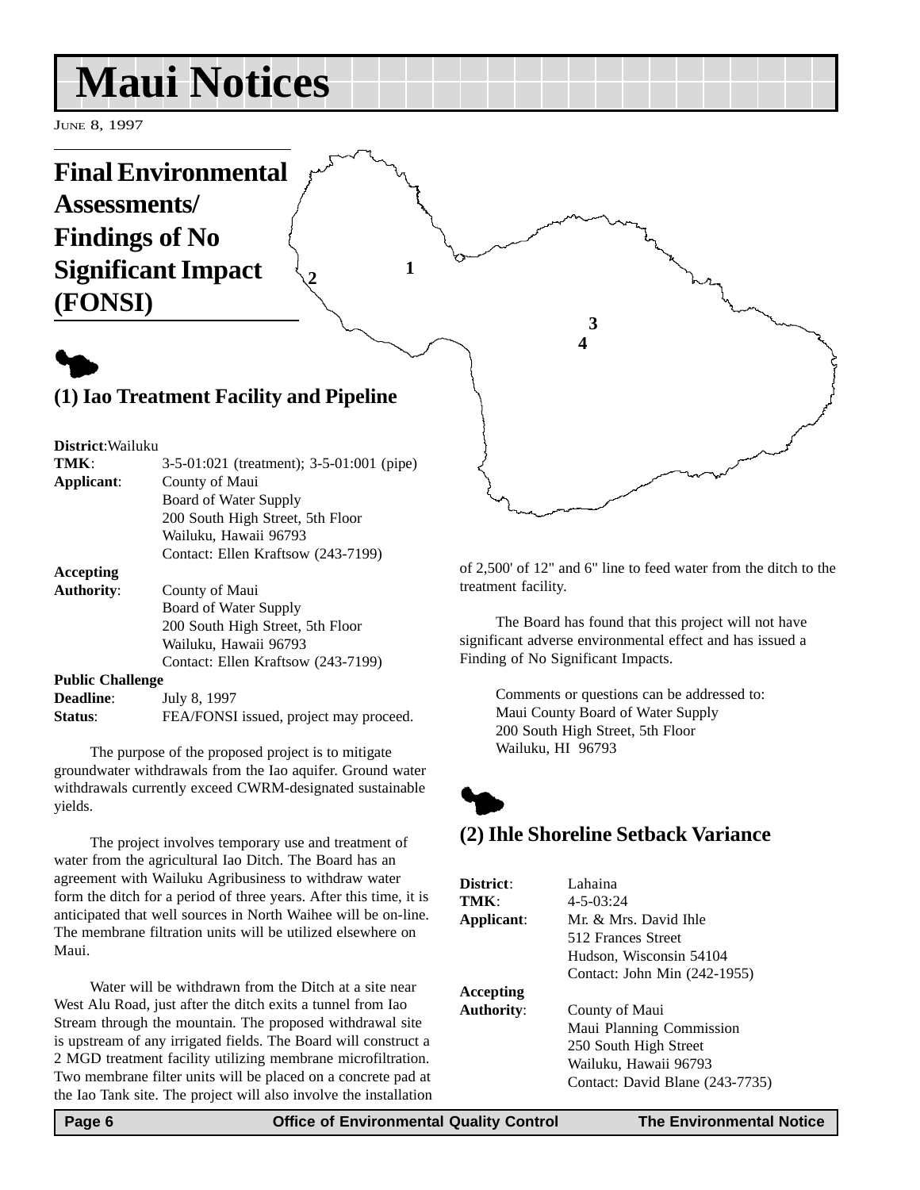# Maui Notices

June 8, 1997

## Final Environmental Assessments/ Findings of No Significant Impact (FONSI)

### (1) Iao Treatment Facility and Pipeline

**District**: Wailuku
**TMK**: 3-5-01:021 (treatment); 3-5-01:001 (pipe)
**Applicant**: County of Maui
Board of Water Supply
200 South High Street, 5th Floor
Wailuku, Hawaii 96793
Contact: Ellen Kraftsow (243-7199)

**Accepting Authority**: County of Maui
Board of Water Supply
200 South High Street, 5th Floor
Wailuku, Hawaii 96793
Contact: Ellen Kraftsow (243-7199)

**Public Challenge Deadline**: July 8, 1997
**Status**: FEA/FONSI issued, project may proceed.

The purpose of the proposed project is to mitigate groundwater withdrawals from the Iao aquifer. Ground water withdrawals currently exceed CWRM-designated sustainable yields.

The project involves temporary use and treatment of water from the agricultural Iao Ditch. The Board has an agreement with Wailuku Agribusiness to withdraw water form the ditch for a period of three years. After this time, it is anticipated that well sources in North Waihee will be on-line. The membrane filtration units will be utilized elsewhere on Maui.

Water will be withdrawn from the Ditch at a site near West Alu Road, just after the ditch exits a tunnel from Iao Stream through the mountain. The proposed withdrawal site is upstream of any irrigated fields. The Board will construct a 2 MGD treatment facility utilizing membrane microfiltration. Two membrane filter units will be placed on a concrete pad at the Iao Tank site. The project will also involve the installation of 2,500' of 12" and 6" line to feed water from the ditch to the treatment facility.

The Board has found that this project will not have significant adverse environmental effect and has issued a Finding of No Significant Impacts.

Comments or questions can be addressed to:
Maui County Board of Water Supply
200 South High Street, 5th Floor
Wailuku, HI 96793

### (2) Ihle Shoreline Setback Variance

**District**: Lahaina
**TMK**: 4-5-03:24
**Applicant**: Mr. & Mrs. David Ihle
512 Frances Street
Hudson, Wisconsin 54104
Contact: John Min (242-1955)

**Accepting Authority**: County of Maui
Maui Planning Commission
250 South High Street
Wailuku, Hawaii 96793
Contact: David Blane (243-7735)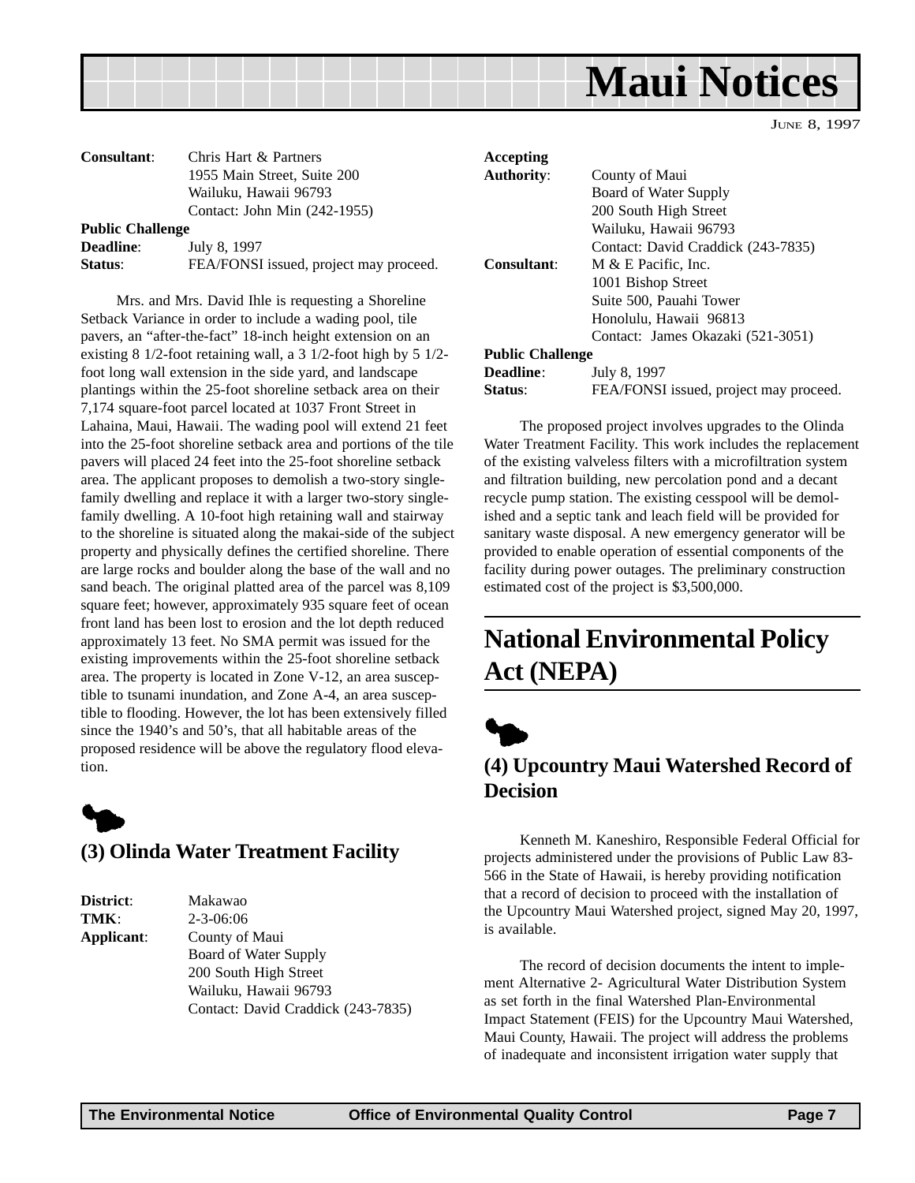# Maui Notices

| | |
|---|---|
| **Consultant**: | Chris Hart & Partners<br>1955 Main Street, Suite 200<br>Wailuku, Hawaii 96793<br>Contact: John Min (242-1955) |
| **Public Challenge Deadline**: | July 8, 1997 |
| **Status**: | FEA/FONSI issued, project may proceed. |

Mrs. and Mrs. David Ihle is requesting a Shoreline Setback Variance in order to include a wading pool, tile pavers, an "after-the-fact" 18-inch height extension on an existing 8 1/2-foot retaining wall, a 3 1/2-foot high by 5 1/2-foot long wall extension in the side yard, and landscape plantings within the 25-foot shoreline setback area on their 7,174 square-foot parcel located at 1037 Front Street in Lahaina, Maui, Hawaii. The wading pool will extend 21 feet into the 25-foot shoreline setback area and portions of the tile pavers will placed 24 feet into the 25-foot shoreline setback area. The applicant proposes to demolish a two-story single-family dwelling and replace it with a larger two-story single-family dwelling. A 10-foot high retaining wall and stairway to the shoreline is situated along the makai-side of the subject property and physically defines the certified shoreline. There are large rocks and boulder along the base of the wall and no sand beach. The original platted area of the parcel was 8,109 square feet; however, approximately 935 square feet of ocean front land has been lost to erosion and the lot depth reduced approximately 13 feet. No SMA permit was issued for the existing improvements within the 25-foot shoreline setback area. The property is located in Zone V-12, an area susceptible to tsunami inundation, and Zone A-4, an area susceptible to flooding. However, the lot has been extensively filled since the 1940's and 50's, that all habitable areas of the proposed residence will be above the regulatory flood elevation.

## (3) Olinda Water Treatment Facility

| | |
|---|---|
| **District**: | Makawao |
| **TMK**: | 2-3-06:06 |
| **Applicant**: | County of Maui<br>Board of Water Supply<br>200 South High Street<br>Wailuku, Hawaii 96793<br>Contact: David Craddick (243-7835) |
| **Accepting Authority**: | County of Maui<br>Board of Water Supply<br>200 South High Street<br>Wailuku, Hawaii 96793<br>Contact: David Craddick (243-7835) |
| **Consultant**: | M & E Pacific, Inc.<br>1001 Bishop Street<br>Suite 500, Pauahi Tower<br>Honolulu, Hawaii 96813<br>Contact: James Okazaki (521-3051) |
| **Public Challenge Deadline**: | July 8, 1997 |
| **Status**: | FEA/FONSI issued, project may proceed. |

The proposed project involves upgrades to the Olinda Water Treatment Facility. This work includes the replacement of the existing valveless filters with a microfiltration system and filtration building, new percolation pond and a decant recycle pump station. The existing cesspool will be demolished and a septic tank and leach field will be provided for sanitary waste disposal. A new emergency generator will be provided to enable operation of essential components of the facility during power outages. The preliminary construction estimated cost of the project is $3,500,000.

# National Environmental Policy Act (NEPA)

## (4) Upcountry Maui Watershed Record of Decision

Kenneth M. Kaneshiro, Responsible Federal Official for projects administered under the provisions of Public Law 83-566 in the State of Hawaii, is hereby providing notification that a record of decision to proceed with the installation of the Upcountry Maui Watershed project, signed May 20, 1997, is available.

The record of decision documents the intent to implement Alternative 2- Agricultural Water Distribution System as set forth in the final Watershed Plan-Environmental Impact Statement (FEIS) for the Upcountry Maui Watershed, Maui County, Hawaii. The project will address the problems of inadequate and inconsistent irrigation water supply that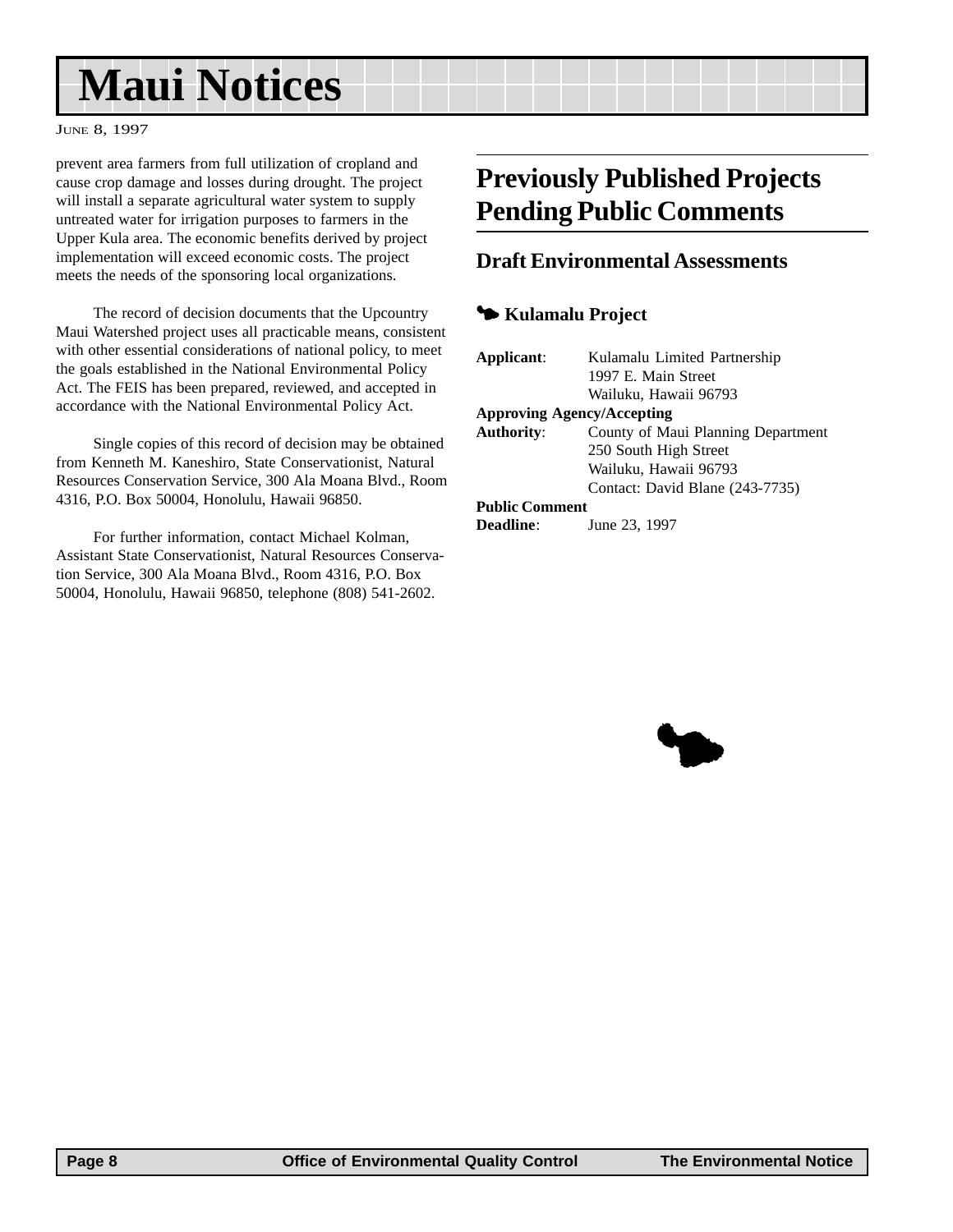prevent area farmers from full utilization of cropland and cause crop damage and losses during drought. The project will install a separate agricultural water system to supply untreated water for irrigation purposes to farmers in the Upper Kula area. The economic benefits derived by project implementation will exceed economic costs. The project meets the needs of the sponsoring local organizations.

The record of decision documents that the Upcountry Maui Watershed project uses all practicable means, consistent with other essential considerations of national policy, to meet the goals established in the National Environmental Policy Act. The FEIS has been prepared, reviewed, and accepted in accordance with the National Environmental Policy Act.

Single copies of this record of decision may be obtained from Kenneth M. Kaneshiro, State Conservationist, Natural Resources Conservation Service, 300 Ala Moana Blvd., Room 4316, P.O. Box 50004, Honolulu, Hawaii 96850.

For further information, contact Michael Kolman, Assistant State Conservationist, Natural Resources Conservation Service, 300 Ala Moana Blvd., Room 4316, P.O. Box 50004, Honolulu, Hawaii 96850, telephone (808) 541-2602.

## Previously Published Projects Pending Public Comments

### Draft Environmental Assessments

#### Kulamalu Project

**Applicant**: Kulamalu Limited Partnership
1997 E. Main Street
Wailuku, Hawaii 96793

**Approving Agency/Accepting Authority**: County of Maui Planning Department
250 South High Street
Wailuku, Hawaii 96793
Contact: David Blane (243-7735)

**Public Comment Deadline**: June 23, 1997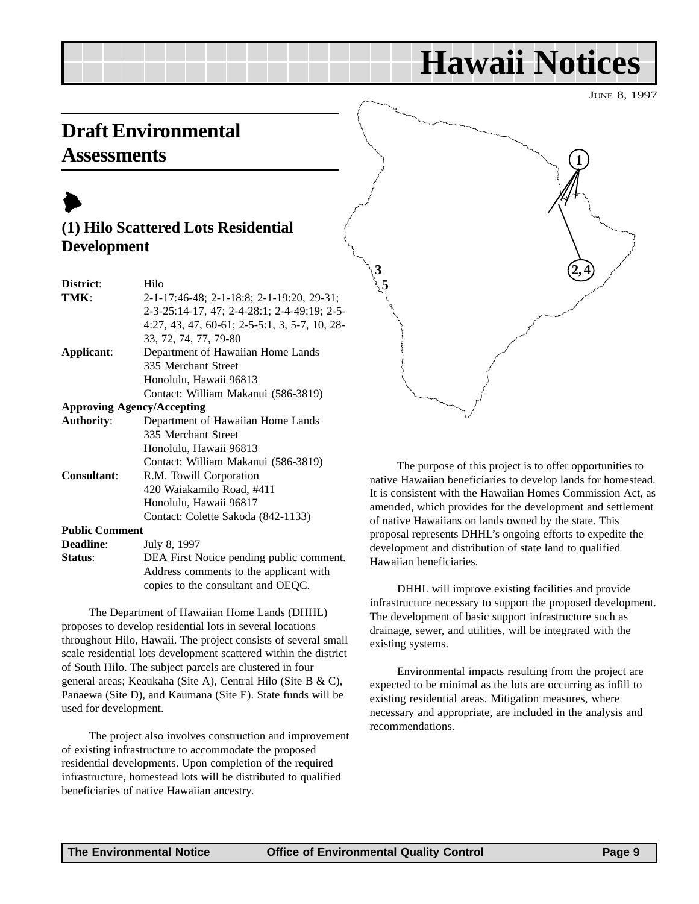# Hawaii Notices

June 8, 1997

## Draft Environmental Assessments

### (1) Hilo Scattered Lots Residential Development

**District**: Hilo

**TMK**: 2-1-17:46-48; 2-1-18:8; 2-1-19:20, 29-31; 2-3-25:14-17, 47; 2-4-28:1; 2-4-49:19; 2-5-4:27, 43, 47, 60-61; 2-5-5:1, 3, 5-7, 10, 28-33, 72, 74, 77, 79-80

**Applicant**: Department of Hawaiian Home Lands
335 Merchant Street
Honolulu, Hawaii 96813
Contact: William Makanui (586-3819)

**Approving Agency/Accepting Authority**: Department of Hawaiian Home Lands
335 Merchant Street
Honolulu, Hawaii 96813
Contact: William Makanui (586-3819)

**Consultant**: R.M. Towill Corporation
420 Waiakamilo Road, #411
Honolulu, Hawaii 96817
Contact: Colette Sakoda (842-1133)

**Public Comment Deadline**: July 8, 1997

**Status**: DEA First Notice pending public comment. Address comments to the applicant with copies to the consultant and OEQC.

The Department of Hawaiian Home Lands (DHHL) proposes to develop residential lots in several locations throughout Hilo, Hawaii. The project consists of several small scale residential lots development scattered within the district of South Hilo. The subject parcels are clustered in four general areas; Keaukaha (Site A), Central Hilo (Site B & C), Panaewa (Site D), and Kaumana (Site E). State funds will be used for development.

The project also involves construction and improvement of existing infrastructure to accommodate the proposed residential developments. Upon completion of the required infrastructure, homestead lots will be distributed to qualified beneficiaries of native Hawaiian ancestry.

The purpose of this project is to offer opportunities to native Hawaiian beneficiaries to develop lands for homestead. It is consistent with the Hawaiian Homes Commission Act, as amended, which provides for the development and settlement of native Hawaiians on lands owned by the state. This proposal represents DHHL's ongoing efforts to expedite the development and distribution of state land to qualified Hawaiian beneficiaries.

DHHL will improve existing facilities and provide infrastructure necessary to support the proposed development. The development of basic support infrastructure such as drainage, sewer, and utilities, will be integrated with the existing systems.

Environmental impacts resulting from the project are expected to be minimal as the lots are occurring as infill to existing residential areas. Mitigation measures, where necessary and appropriate, are included in the analysis and recommendations.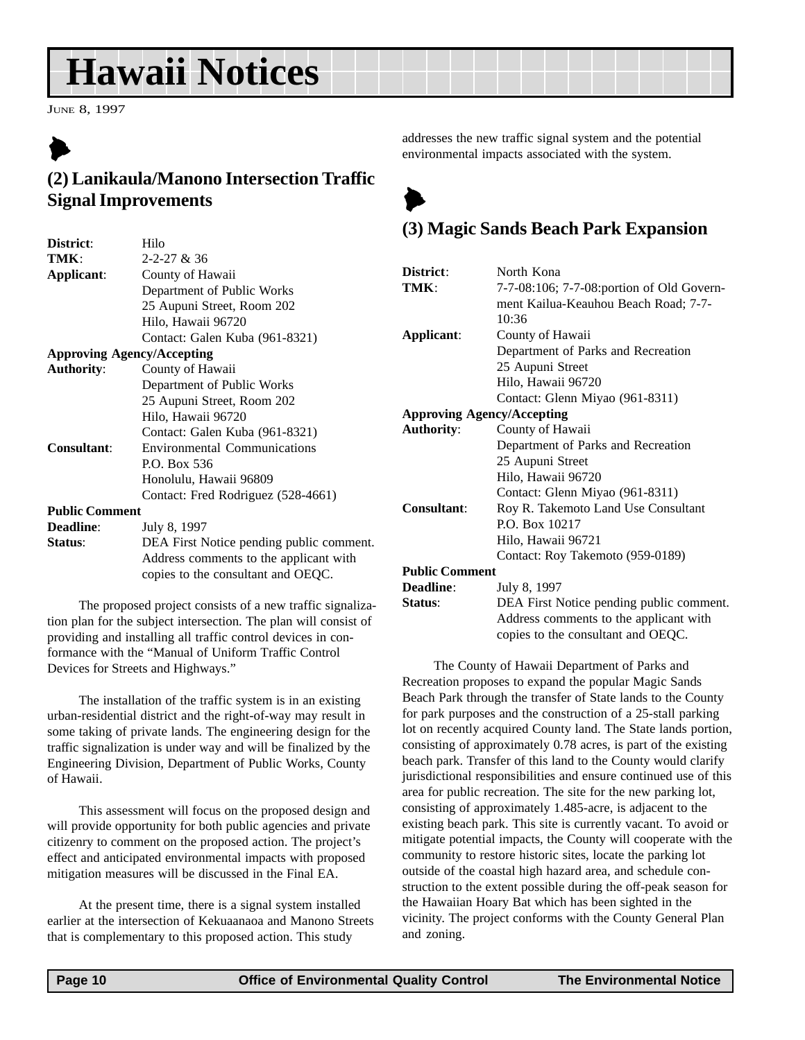# Hawaii Notices

June 8, 1997

## (2) Lanikaula/Manono Intersection Traffic Signal Improvements

**District**: Hilo
**TMK**: 2-2-27 & 36
**Applicant**: County of Hawaii
Department of Public Works
25 Aupuni Street, Room 202
Hilo, Hawaii 96720
Contact: Galen Kuba (961-8321)

**Approving Agency/Accepting Authority**: County of Hawaii
Department of Public Works
25 Aupuni Street, Room 202
Hilo, Hawaii 96720
Contact: Galen Kuba (961-8321)

**Consultant**: Environmental Communications
P.O. Box 536
Honolulu, Hawaii 96809
Contact: Fred Rodriguez (528-4661)

**Public Comment Deadline**: July 8, 1997
**Status**: DEA First Notice pending public comment. Address comments to the applicant with copies to the consultant and OEQC.

The proposed project consists of a new traffic signalization plan for the subject intersection. The plan will consist of providing and installing all traffic control devices in conformance with the "Manual of Uniform Traffic Control Devices for Streets and Highways."

The installation of the traffic system is in an existing urban-residential district and the right-of-way may result in some taking of private lands. The engineering design for the traffic signalization is under way and will be finalized by the Engineering Division, Department of Public Works, County of Hawaii.

This assessment will focus on the proposed design and will provide opportunity for both public agencies and private citizenry to comment on the proposed action. The project's effect and anticipated environmental impacts with proposed mitigation measures will be discussed in the Final EA.

At the present time, there is a signal system installed earlier at the intersection of Kekuaanaoa and Manono Streets that is complementary to this proposed action. This study addresses the new traffic signal system and the potential environmental impacts associated with the system.

## (3) Magic Sands Beach Park Expansion

**District**: North Kona
**TMK**: 7-7-08:106; 7-7-08:portion of Old Government Kailua-Keauhou Beach Road; 7-7-10:36
**Applicant**: County of Hawaii
Department of Parks and Recreation
25 Aupuni Street
Hilo, Hawaii 96720
Contact: Glenn Miyao (961-8311)

**Approving Agency/Accepting Authority**: County of Hawaii
Department of Parks and Recreation
25 Aupuni Street
Hilo, Hawaii 96720
Contact: Glenn Miyao (961-8311)

**Consultant**: Roy R. Takemoto Land Use Consultant
P.O. Box 10217
Hilo, Hawaii 96721
Contact: Roy Takemoto (959-0189)

**Public Comment Deadline**: July 8, 1997
**Status**: DEA First Notice pending public comment. Address comments to the applicant with copies to the consultant and OEQC.

The County of Hawaii Department of Parks and Recreation proposes to expand the popular Magic Sands Beach Park through the transfer of State lands to the County for park purposes and the construction of a 25-stall parking lot on recently acquired County land. The State lands portion, consisting of approximately 0.78 acres, is part of the existing beach park. Transfer of this land to the County would clarify jurisdictional responsibilities and ensure continued use of this area for public recreation. The site for the new parking lot, consisting of approximately 1.485-acre, is adjacent to the existing beach park. This site is currently vacant. To avoid or mitigate potential impacts, the County will cooperate with the community to restore historic sites, locate the parking lot outside of the coastal high hazard area, and schedule construction to the extent possible during the off-peak season for the Hawaiian Hoary Bat which has been sighted in the vicinity. The project conforms with the County General Plan and zoning.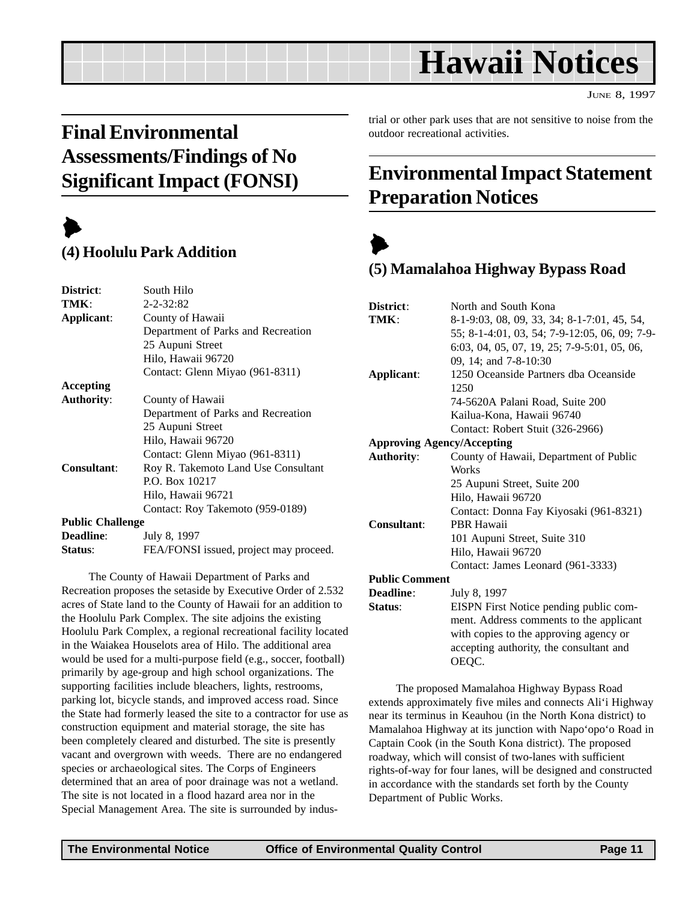# Hawaii Notices

JUNE 8, 1997

## Final Environmental Assessments/Findings of No Significant Impact (FONSI)

### (4) Hoolulu Park Addition

**District**: South Hilo
**TMK**: 2-2-32:82
**Applicant**: County of Hawaii
Department of Parks and Recreation
25 Aupuni Street
Hilo, Hawaii 96720
Contact: Glenn Miyao (961-8311)
**Accepting Authority**: County of Hawaii
Department of Parks and Recreation
25 Aupuni Street
Hilo, Hawaii 96720
Contact: Glenn Miyao (961-8311)
**Consultant**: Roy R. Takemoto Land Use Consultant
P.O. Box 10217
Hilo, Hawaii 96721
Contact: Roy Takemoto (959-0189)
**Public Challenge Deadline**: July 8, 1997
**Status**: FEA/FONSI issued, project may proceed.

The County of Hawaii Department of Parks and Recreation proposes the setaside by Executive Order of 2.532 acres of State land to the County of Hawaii for an addition to the Hoolulu Park Complex. The site adjoins the existing Hoolulu Park Complex, a regional recreational facility located in the Waiakea Houselots area of Hilo. The additional area would be used for a multi-purpose field (e.g., soccer, football) primarily by age-group and high school organizations. The supporting facilities include bleachers, lights, restrooms, parking lot, bicycle stands, and improved access road. Since the State had formerly leased the site to a contractor for use as construction equipment and material storage, the site has been completely cleared and disturbed. The site is presently vacant and overgrown with weeds. There are no endangered species or archaeological sites. The Corps of Engineers determined that an area of poor drainage was not a wetland. The site is not located in a flood hazard area nor in the Special Management Area. The site is surrounded by industrial or other park uses that are not sensitive to noise from the outdoor recreational activities.

## Environmental Impact Statement Preparation Notices

### (5) Mamalahoa Highway Bypass Road

**District**: North and South Kona
**TMK**: 8-1-9:03, 08, 09, 33, 34; 8-1-7:01, 45, 54, 55; 8-1-4:01, 03, 54; 7-9-12:05, 06, 09; 7-9-6:03, 04, 05, 07, 19, 25; 7-9-5:01, 05, 06, 09, 14; and 7-8-10:30
**Applicant**: 1250 Oceanside Partners dba Oceanside 1250
74-5620A Palani Road, Suite 200
Kailua-Kona, Hawaii 96740
Contact: Robert Stuit (326-2966)
**Approving Agency/Accepting Authority**: County of Hawaii, Department of Public Works
25 Aupuni Street, Suite 200
Hilo, Hawaii 96720
Contact: Donna Fay Kiyosaki (961-8321)
**Consultant**: PBR Hawaii
101 Aupuni Street, Suite 310
Hilo, Hawaii 96720
Contact: James Leonard (961-3333)
**Public Comment Deadline**: July 8, 1997
**Status**: EISPN First Notice pending public comment. Address comments to the applicant with copies to the approving agency or accepting authority, the consultant and OEQC.

The proposed Mamalahoa Highway Bypass Road extends approximately five miles and connects Ali‘i Highway near its terminus in Keauhou (in the North Kona district) to Mamalahoa Highway at its junction with Napo‘opo‘o Road in Captain Cook (in the South Kona district). The proposed roadway, which will consist of two-lanes with sufficient rights-of-way for four lanes, will be designed and constructed in accordance with the standards set forth by the County Department of Public Works.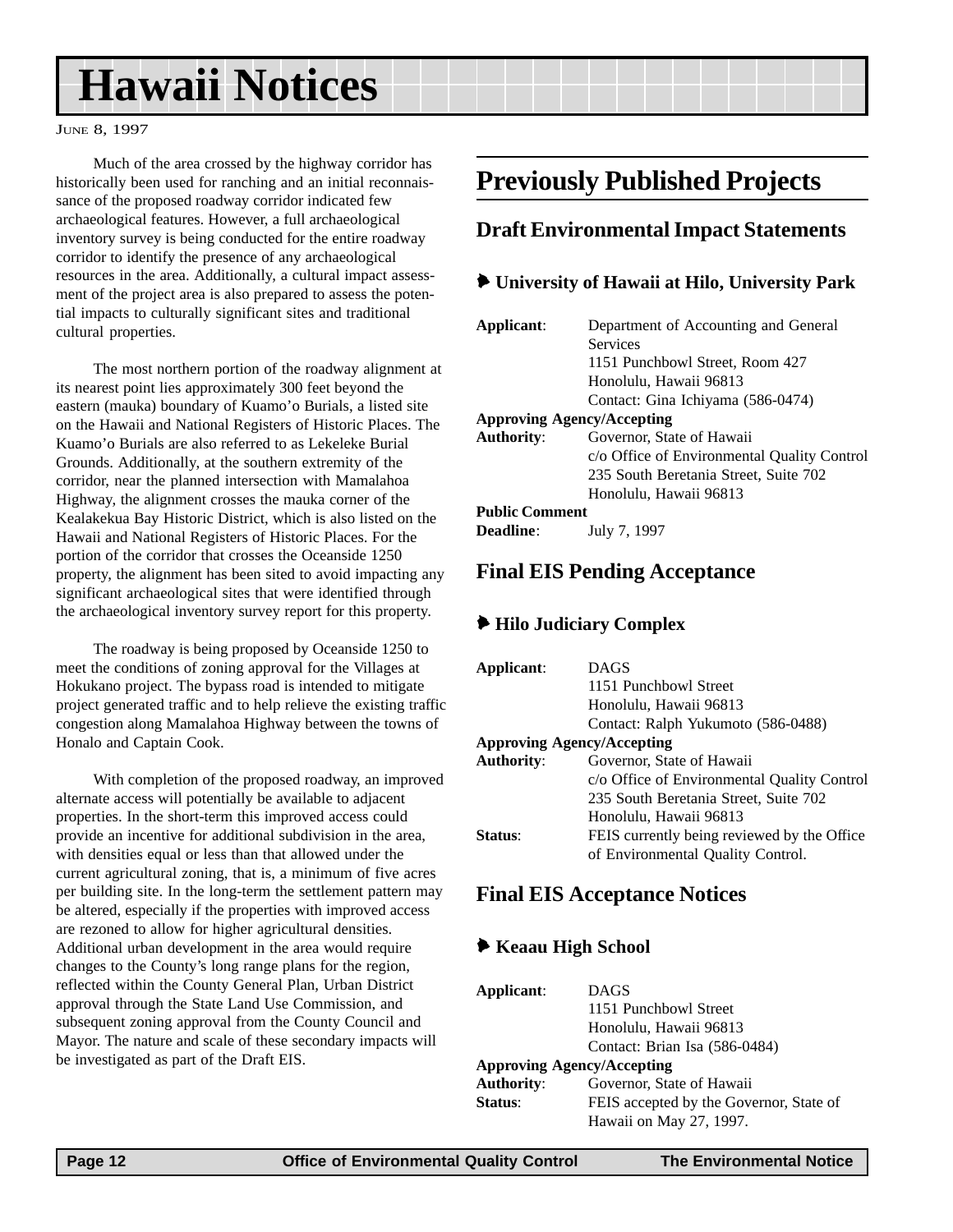# Hawaii Notices

Much of the area crossed by the highway corridor has historically been used for ranching and an initial reconnaissance of the proposed roadway corridor indicated few archaeological features. However, a full archaeological inventory survey is being conducted for the entire roadway corridor to identify the presence of any archaeological resources in the area. Additionally, a cultural impact assessment of the project area is also prepared to assess the potential impacts to culturally significant sites and traditional cultural properties.

The most northern portion of the roadway alignment at its nearest point lies approximately 300 feet beyond the eastern (mauka) boundary of Kuamo'o Burials, a listed site on the Hawaii and National Registers of Historic Places. The Kuamo'o Burials are also referred to as Lekeleke Burial Grounds. Additionally, at the southern extremity of the corridor, near the planned intersection with Mamalahoa Highway, the alignment crosses the mauka corner of the Kealakekua Bay Historic District, which is also listed on the Hawaii and National Registers of Historic Places. For the portion of the corridor that crosses the Oceanside 1250 property, the alignment has been sited to avoid impacting any significant archaeological sites that were identified through the archaeological inventory survey report for this property.

The roadway is being proposed by Oceanside 1250 to meet the conditions of zoning approval for the Villages at Hokukano project. The bypass road is intended to mitigate project generated traffic and to help relieve the existing traffic congestion along Mamalahoa Highway between the towns of Honalo and Captain Cook.

With completion of the proposed roadway, an improved alternate access will potentially be available to adjacent properties. In the short-term this improved access could provide an incentive for additional subdivision in the area, with densities equal or less than that allowed under the current agricultural zoning, that is, a minimum of five acres per building site. In the long-term the settlement pattern may be altered, especially if the properties with improved access are rezoned to allow for higher agricultural densities. Additional urban development in the area would require changes to the County's long range plans for the region, reflected within the County General Plan, Urban District approval through the State Land Use Commission, and subsequent zoning approval from the County Council and Mayor. The nature and scale of these secondary impacts will be investigated as part of the Draft EIS.

## Previously Published Projects

### Draft Environmental Impact Statements

#### University of Hawaii at Hilo, University Park

**Applicant**: Department of Accounting and General Services
1151 Punchbowl Street, Room 427
Honolulu, Hawaii 96813
Contact: Gina Ichiyama (586-0474)

**Approving Agency/Accepting Authority**: Governor, State of Hawaii
c/o Office of Environmental Quality Control
235 South Beretania Street, Suite 702
Honolulu, Hawaii 96813

**Public Comment Deadline**: July 7, 1997

### Final EIS Pending Acceptance

#### Hilo Judiciary Complex

**Applicant**: DAGS
1151 Punchbowl Street
Honolulu, Hawaii 96813
Contact: Ralph Yukumoto (586-0488)

**Approving Agency/Accepting Authority**: Governor, State of Hawaii
c/o Office of Environmental Quality Control
235 South Beretania Street, Suite 702
Honolulu, Hawaii 96813

**Status**: FEIS currently being reviewed by the Office of Environmental Quality Control.

### Final EIS Acceptance Notices

#### Keaau High School

**Applicant**: DAGS
1151 Punchbowl Street
Honolulu, Hawaii 96813
Contact: Brian Isa (586-0484)

**Approving Agency/Accepting Authority**: Governor, State of Hawaii

**Status**: FEIS accepted by the Governor, State of Hawaii on May 27, 1997.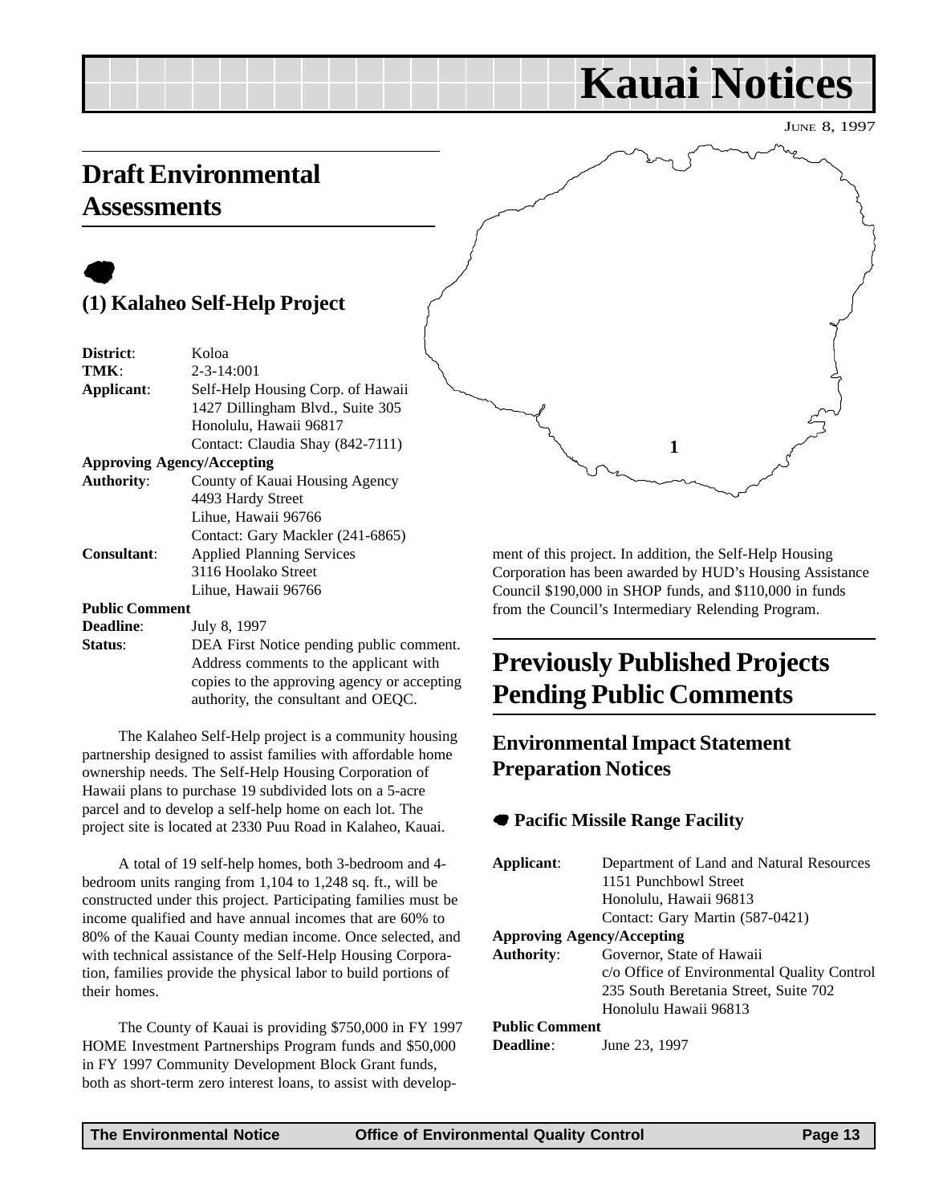# Kauai Notices

JUNE 8, 1997

## Draft Environmental Assessments

### (1) Kalaheo Self-Help Project

**District**: Koloa
**TMK**: 2-3-14:001
**Applicant**: Self-Help Housing Corp. of Hawaii
1427 Dillingham Blvd., Suite 305
Honolulu, Hawaii 96817
Contact: Claudia Shay (842-7111)
**Approving Agency/Accepting Authority**: County of Kauai Housing Agency
4493 Hardy Street
Lihue, Hawaii 96766
Contact: Gary Mackler (241-6865)
**Consultant**: Applied Planning Services
3116 Hoolako Street
Lihue, Hawaii 96766
**Public Comment Deadline**: July 8, 1997
**Status**: DEA First Notice pending public comment. Address comments to the applicant with copies to the approving agency or accepting authority, the consultant and OEQC.

The Kalaheo Self-Help project is a community housing partnership designed to assist families with affordable home ownership needs. The Self-Help Housing Corporation of Hawaii plans to purchase 19 subdivided lots on a 5-acre parcel and to develop a self-help home on each lot. The project site is located at 2330 Puu Road in Kalaheo, Kauai.

A total of 19 self-help homes, both 3-bedroom and 4-bedroom units ranging from 1,104 to 1,248 sq. ft., will be constructed under this project. Participating families must be income qualified and have annual incomes that are 60% to 80% of the Kauai County median income. Once selected, and with technical assistance of the Self-Help Housing Corporation, families provide the physical labor to build portions of their homes.

The County of Kauai is providing $750,000 in FY 1997 HOME Investment Partnerships Program funds and $50,000 in FY 1997 Community Development Block Grant funds, both as short-term zero interest loans, to assist with development of this project. In addition, the Self-Help Housing Corporation has been awarded by HUD's Housing Assistance Council $190,000 in SHOP funds, and $110,000 in funds from the Council's Intermediary Relending Program.

## Previously Published Projects Pending Public Comments

### Environmental Impact Statement Preparation Notices

#### Pacific Missile Range Facility

**Applicant**: Department of Land and Natural Resources
1151 Punchbowl Street
Honolulu, Hawaii 96813
Contact: Gary Martin (587-0421)
**Approving Agency/Accepting Authority**: Governor, State of Hawaii
c/o Office of Environmental Quality Control
235 South Beretania Street, Suite 702
Honolulu Hawaii 96813
**Public Comment Deadline**: June 23, 1997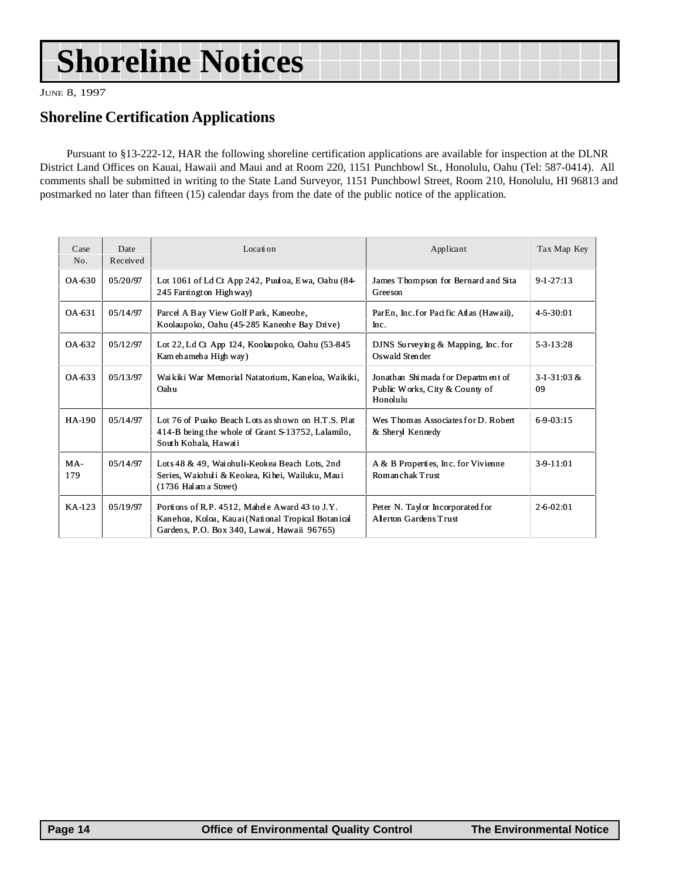# Shoreline Notices

June 8, 1997

## Shoreline Certification Applications

Pursuant to §13-222-12, HAR the following shoreline certification applications are available for inspection at the DLNR District Land Offices on Kauai, Hawaii and Maui and at Room 220, 1151 Punchbowl St., Honolulu, Oahu (Tel: 587-0414). All comments shall be submitted in writing to the State Land Surveyor, 1151 Punchbowl Street, Room 210, Honolulu, HI 96813 and postmarked no later than fifteen (15) calendar days from the date of the public notice of the application.

| Case No. | Date Received | Location | Applicant | Tax Map Key |
|---|---|---|---|---|
| OA-630 | 05/20/97 | Lot 1061 of Ld Ct App 242, Puuloa, Ewa, Oahu (84-245 Farrington Highway) | James Thompson for Bernard and Sita Greeson | 9-1-27:13 |
| OA-631 | 05/14/97 | Parcel A Bay View Golf Park, Kaneohe, Koolaupoko, Oahu (45-285 Kaneohe Bay Drive) | ParEn, Inc. for Pacific Atlas (Hawaii), Inc. | 4-5-30:01 |
| OA-632 | 05/12/97 | Lot 22, Ld Ct App 124, Koolaupoko, Oahu (53-845 Kamehameha Highway) | DJNS Surveying & Mapping, Inc. for Oswald Stender | 5-3-13:28 |
| OA-633 | 05/13/97 | Waikiki War Memorial Natatorium, Kaneloa, Waikiki, Oahu | Jonathan Shimada for Department of Public Works, City & County of Honolulu | 3-1-31:03 & 09 |
| HA-190 | 05/14/97 | Lot 76 of Puako Beach Lots as shown on H.T.S. Plat 414-B being the whole of Grant S-13752, Lalamilo, South Kohala, Hawaii | Wes Thomas Associates for D. Robert & Sheryl Kennedy | 6-9-03:15 |
| MA-179 | 05/14/97 | Lots 48 & 49, Waiohuli-Keokea Beach Lots, 2nd Series, Waiohuli & Keokea, Kihei, Wailuku, Maui (1736 Halama Street) | A & B Properties, Inc. for Vivienne Romanchak Trust | 3-9-11:01 |
| KA-123 | 05/19/97 | Portions of R.P. 4512, Mahele Award 43 to J.Y. Kanehoa, Koloa, Kauai (National Tropical Botanical Gardens, P.O. Box 340, Lawai, Hawaii 96765) | Peter N. Taylor Incorporated for Allerton Gardens Trust | 2-6-02:01 |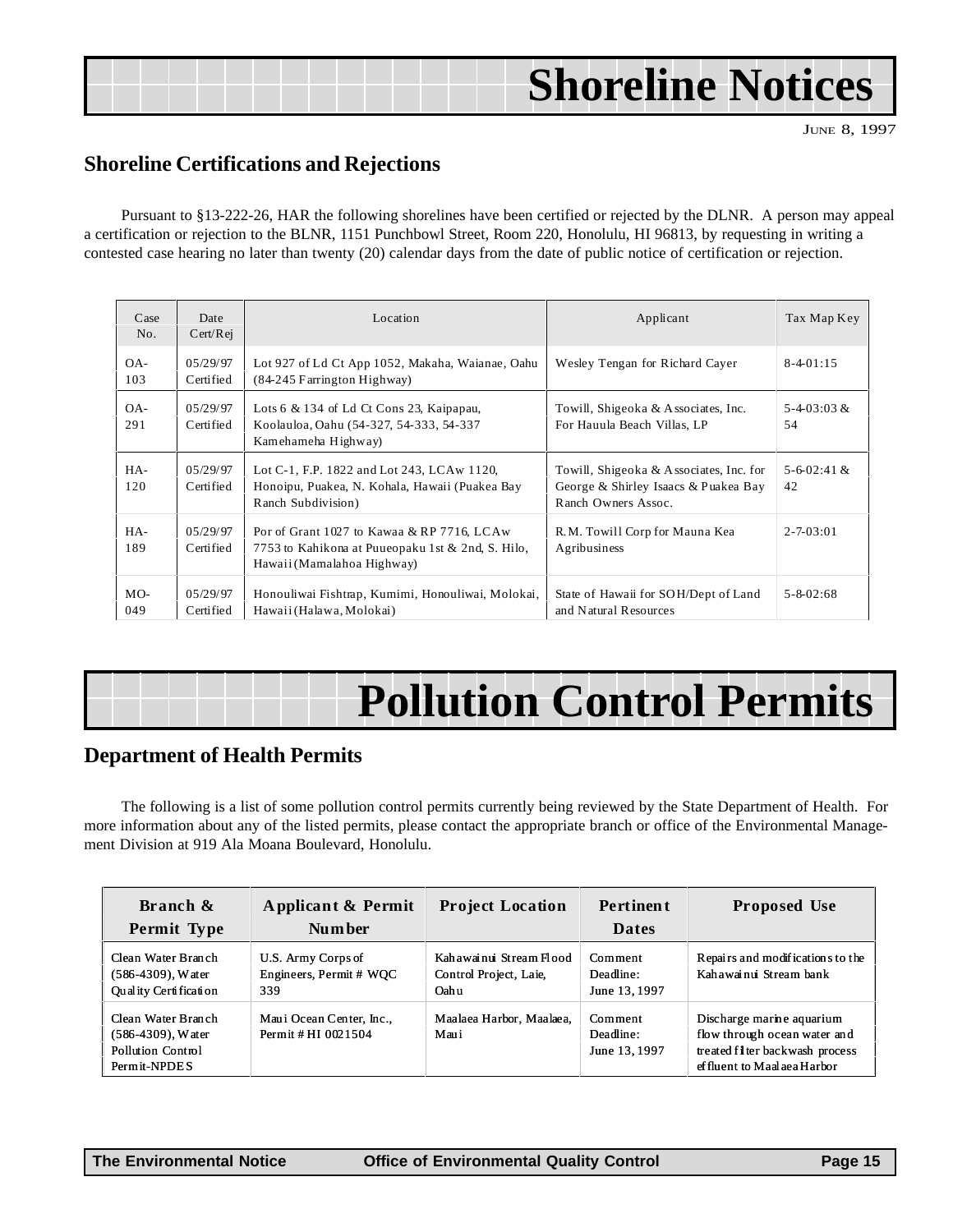# Shoreline Notices

June 8, 1997

## Shoreline Certifications and Rejections

Pursuant to §13-222-26, HAR the following shorelines have been certified or rejected by the DLNR. A person may appeal a certification or rejection to the BLNR, 1151 Punchbowl Street, Room 220, Honolulu, HI 96813, by requesting in writing a contested case hearing no later than twenty (20) calendar days from the date of public notice of certification or rejection.

| Case No. | Date Cert/Rej | Location | Applicant | Tax Map Key |
|---|---|---|---|---|
| OA-103 | 05/29/97 Certified | Lot 927 of Ld Ct App 1052, Makaha, Waianae, Oahu (84-245 Farrington Highway) | Wesley Tengan for Richard Cayer | 8-4-01:15 |
| OA-291 | 05/29/97 Certified | Lots 6 & 134 of Ld Ct Cons 23, Kaipapau, Koolauloa, Oahu (54-327, 54-333, 54-337 Kamehameha Highway) | Towill, Shigeoka & Associates, Inc. For Hauula Beach Villas, LP | 5-4-03:03 & 54 |
| HA-120 | 05/29/97 Certified | Lot C-1, F.P. 1822 and Lot 243, LCAw 1120, Honoipu, Puakea, N. Kohala, Hawaii (Puakea Bay Ranch Subdivision) | Towill, Shigeoka & Associates, Inc. for George & Shirley Isaacs & Puakea Bay Ranch Owners Assoc. | 5-6-02:41 & 42 |
| HA-189 | 05/29/97 Certified | Por of Grant 1027 to Kawaa & RP 7716, LCAw 7753 to Kahikona at Puueopaku 1st & 2nd, S. Hilo, Hawaii (Mamalahoa Highway) | R.M. Towill Corp for Mauna Kea Agribusiness | 2-7-03:01 |
| MO-049 | 05/29/97 Certified | Honouliwai Fishtrap, Kumimi, Honouliwai, Molokai, Hawaii (Halawa, Molokai) | State of Hawaii for SOH/Dept of Land and Natural Resources | 5-8-02:68 |

# Pollution Control Permits

## Department of Health Permits

The following is a list of some pollution control permits currently being reviewed by the State Department of Health. For more information about any of the listed permits, please contact the appropriate branch or office of the Environmental Management Division at 919 Ala Moana Boulevard, Honolulu.

| Branch & Permit Type | Applicant & Permit Number | Project Location | Pertinent Dates | Proposed Use |
|---|---|---|---|---|
| Clean Water Branch (586-4309), Water Quality Certification | U.S. Army Corps of Engineers, Permit # WQC 339 | Kahawainui Stream Flood Control Project, Laie, Oahu | Comment Deadline: June 13, 1997 | Repairs and modifications to the Kahawainui Stream bank |
| Clean Water Branch (586-4309), Water Pollution Control Permit-NPDES | Maui Ocean Center, Inc., Permit # HI 0021504 | Maalaea Harbor, Maalaea, Maui | Comment Deadline: June 13, 1997 | Discharge marine aquarium flow through ocean water and treated filter backwash process effluent to Maalaea Harbor |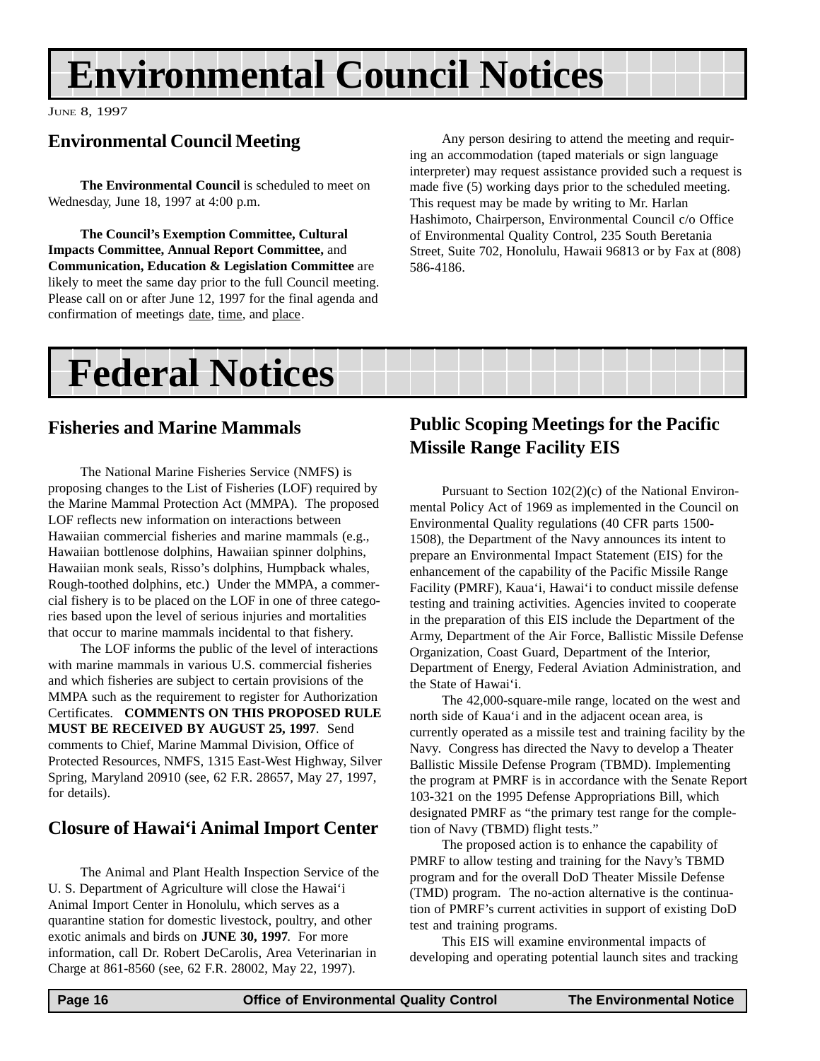# Environmental Council Notices

JUNE 8, 1997

## Environmental Council Meeting

**The Environmental Council** is scheduled to meet on Wednesday, June 18, 1997 at 4:00 p.m.

**The Council's Exemption Committee, Cultural Impacts Committee, Annual Report Committee,** and **Communication, Education & Legislation Committee** are likely to meet the same day prior to the full Council meeting. Please call on or after June 12, 1997 for the final agenda and confirmation of meetings date, time, and place.

Any person desiring to attend the meeting and requiring an accommodation (taped materials or sign language interpreter) may request assistance provided such a request is made five (5) working days prior to the scheduled meeting. This request may be made by writing to Mr. Harlan Hashimoto, Chairperson, Environmental Council c/o Office of Environmental Quality Control, 235 South Beretania Street, Suite 702, Honolulu, Hawaii 96813 or by Fax at (808) 586-4186.

# Federal Notices

## Fisheries and Marine Mammals

The National Marine Fisheries Service (NMFS) is proposing changes to the List of Fisheries (LOF) required by the Marine Mammal Protection Act (MMPA). The proposed LOF reflects new information on interactions between Hawaiian commercial fisheries and marine mammals (e.g., Hawaiian bottlenose dolphins, Hawaiian spinner dolphins, Hawaiian monk seals, Risso's dolphins, Humpback whales, Rough-toothed dolphins, etc.) Under the MMPA, a commercial fishery is to be placed on the LOF in one of three categories based upon the level of serious injuries and mortalities that occur to marine mammals incidental to that fishery.

The LOF informs the public of the level of interactions with marine mammals in various U.S. commercial fisheries and which fisheries are subject to certain provisions of the MMPA such as the requirement to register for Authorization Certificates. **COMMENTS ON THIS PROPOSED RULE MUST BE RECEIVED BY AUGUST 25, 1997**. Send comments to Chief, Marine Mammal Division, Office of Protected Resources, NMFS, 1315 East-West Highway, Silver Spring, Maryland 20910 (see, 62 F.R. 28657, May 27, 1997, for details).

## Closure of Hawai'i Animal Import Center

The Animal and Plant Health Inspection Service of the U. S. Department of Agriculture will close the Hawai'i Animal Import Center in Honolulu, which serves as a quarantine station for domestic livestock, poultry, and other exotic animals and birds on **JUNE 30, 1997**. For more information, call Dr. Robert DeCarolis, Area Veterinarian in Charge at 861-8560 (see, 62 F.R. 28002, May 22, 1997).

## Public Scoping Meetings for the Pacific Missile Range Facility EIS

Pursuant to Section 102(2)(c) of the National Environmental Policy Act of 1969 as implemented in the Council on Environmental Quality regulations (40 CFR parts 1500-1508), the Department of the Navy announces its intent to prepare an Environmental Impact Statement (EIS) for the enhancement of the capability of the Pacific Missile Range Facility (PMRF), Kaua'i, Hawai'i to conduct missile defense testing and training activities. Agencies invited to cooperate in the preparation of this EIS include the Department of the Army, Department of the Air Force, Ballistic Missile Defense Organization, Coast Guard, Department of the Interior, Department of Energy, Federal Aviation Administration, and the State of Hawai'i.

The 42,000-square-mile range, located on the west and north side of Kaua'i and in the adjacent ocean area, is currently operated as a missile test and training facility by the Navy. Congress has directed the Navy to develop a Theater Ballistic Missile Defense Program (TBMD). Implementing the program at PMRF is in accordance with the Senate Report 103-321 on the 1995 Defense Appropriations Bill, which designated PMRF as "the primary test range for the completion of Navy (TBMD) flight tests."

The proposed action is to enhance the capability of PMRF to allow testing and training for the Navy's TBMD program and for the overall DoD Theater Missile Defense (TMD) program. The no-action alternative is the continuation of PMRF's current activities in support of existing DoD test and training programs.

This EIS will examine environmental impacts of developing and operating potential launch sites and tracking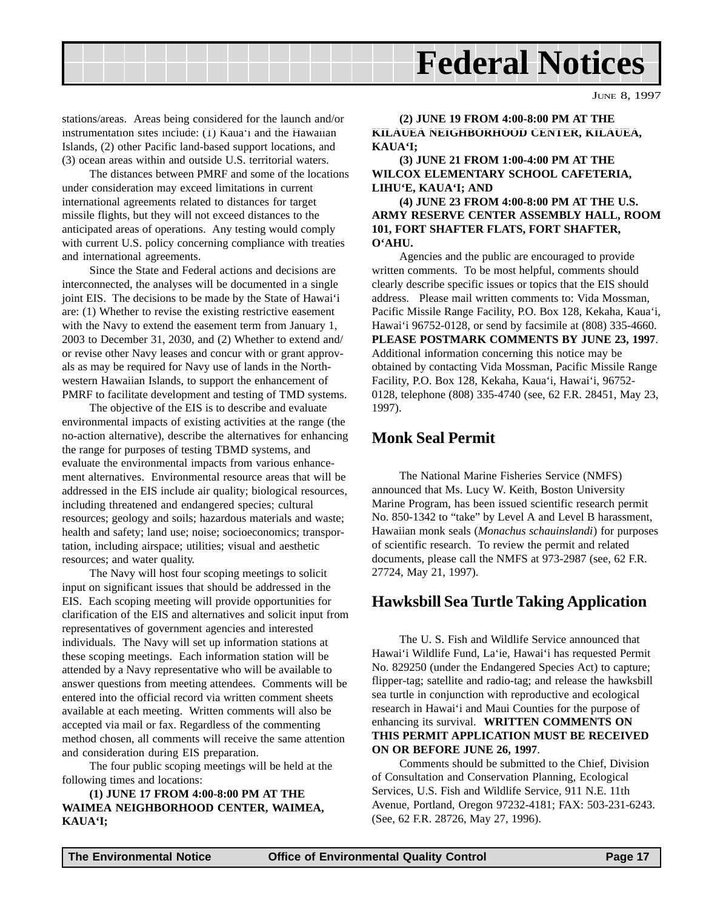stations/areas. Areas being considered for the launch and/or instrumentation sites include: (1) Kaua'i and the Hawaiian Islands, (2) other Pacific land-based support locations, and (3) ocean areas within and outside U.S. territorial waters.

The distances between PMRF and some of the locations under consideration may exceed limitations in current international agreements related to distances for target missile flights, but they will not exceed distances to the anticipated areas of operations. Any testing would comply with current U.S. policy concerning compliance with treaties and international agreements.

Since the State and Federal actions and decisions are interconnected, the analyses will be documented in a single joint EIS. The decisions to be made by the State of Hawai'i are: (1) Whether to revise the existing restrictive easement with the Navy to extend the easement term from January 1, 2003 to December 31, 2030, and (2) Whether to extend and/or revise other Navy leases and concur with or grant approvals as may be required for Navy use of lands in the Northwestern Hawaiian Islands, to support the enhancement of PMRF to facilitate development and testing of TMD systems.

The objective of the EIS is to describe and evaluate environmental impacts of existing activities at the range (the no-action alternative), describe the alternatives for enhancing the range for purposes of testing TBMD systems, and evaluate the environmental impacts from various enhancement alternatives. Environmental resource areas that will be addressed in the EIS include air quality; biological resources, including threatened and endangered species; cultural resources; geology and soils; hazardous materials and waste; health and safety; land use; noise; socioeconomics; transportation, including airspace; utilities; visual and aesthetic resources; and water quality.

The Navy will host four scoping meetings to solicit input on significant issues that should be addressed in the EIS. Each scoping meeting will provide opportunities for clarification of the EIS and alternatives and solicit input from representatives of government agencies and interested individuals. The Navy will set up information stations at these scoping meetings. Each information station will be attended by a Navy representative who will be available to answer questions from meeting attendees. Comments will be entered into the official record via written comment sheets available at each meeting. Written comments will also be accepted via mail or fax. Regardless of the commenting method chosen, all comments will receive the same attention and consideration during EIS preparation.

The four public scoping meetings will be held at the following times and locations:

**(1) JUNE 17 FROM 4:00-8:00 PM AT THE WAIMEA NEIGHBORHOOD CENTER, WAIMEA, KAUA'I;**

**(2) JUNE 19 FROM 4:00-8:00 PM AT THE KILAUEA NEIGHBORHOOD CENTER, KILAUEA, KAUA'I;**

**(3) JUNE 21 FROM 1:00-4:00 PM AT THE WILCOX ELEMENTARY SCHOOL CAFETERIA, LIHU'E, KAUA'I; AND**

**(4) JUNE 23 FROM 4:00-8:00 PM AT THE U.S. ARMY RESERVE CENTER ASSEMBLY HALL, ROOM 101, FORT SHAFTER FLATS, FORT SHAFTER, O'AHU.**

Agencies and the public are encouraged to provide written comments. To be most helpful, comments should clearly describe specific issues or topics that the EIS should address. Please mail written comments to: Vida Mossman, Pacific Missile Range Facility, P.O. Box 128, Kekaha, Kaua'i, Hawai'i 96752-0128, or send by facsimile at (808) 335-4660. **PLEASE POSTMARK COMMENTS BY JUNE 23, 1997**. Additional information concerning this notice may be obtained by contacting Vida Mossman, Pacific Missile Range Facility, P.O. Box 128, Kekaha, Kaua'i, Hawai'i, 96752-0128, telephone (808) 335-4740 (see, 62 F.R. 28451, May 23, 1997).

## Monk Seal Permit

The National Marine Fisheries Service (NMFS) announced that Ms. Lucy W. Keith, Boston University Marine Program, has been issued scientific research permit No. 850-1342 to "take" by Level A and Level B harassment, Hawaiian monk seals (*Monachus schauinslandi*) for purposes of scientific research. To review the permit and related documents, please call the NMFS at 973-2987 (see, 62 F.R. 27724, May 21, 1997).

## Hawksbill Sea Turtle Taking Application

The U. S. Fish and Wildlife Service announced that Hawai'i Wildlife Fund, La'ie, Hawai'i has requested Permit No. 829250 (under the Endangered Species Act) to capture; flipper-tag; satellite and radio-tag; and release the hawksbill sea turtle in conjunction with reproductive and ecological research in Hawai'i and Maui Counties for the purpose of enhancing its survival. **WRITTEN COMMENTS ON THIS PERMIT APPLICATION MUST BE RECEIVED ON OR BEFORE JUNE 26, 1997**.

Comments should be submitted to the Chief, Division of Consultation and Conservation Planning, Ecological Services, U.S. Fish and Wildlife Service, 911 N.E. 11th Avenue, Portland, Oregon 97232-4181; FAX: 503-231-6243. (See, 62 F.R. 28726, May 27, 1996).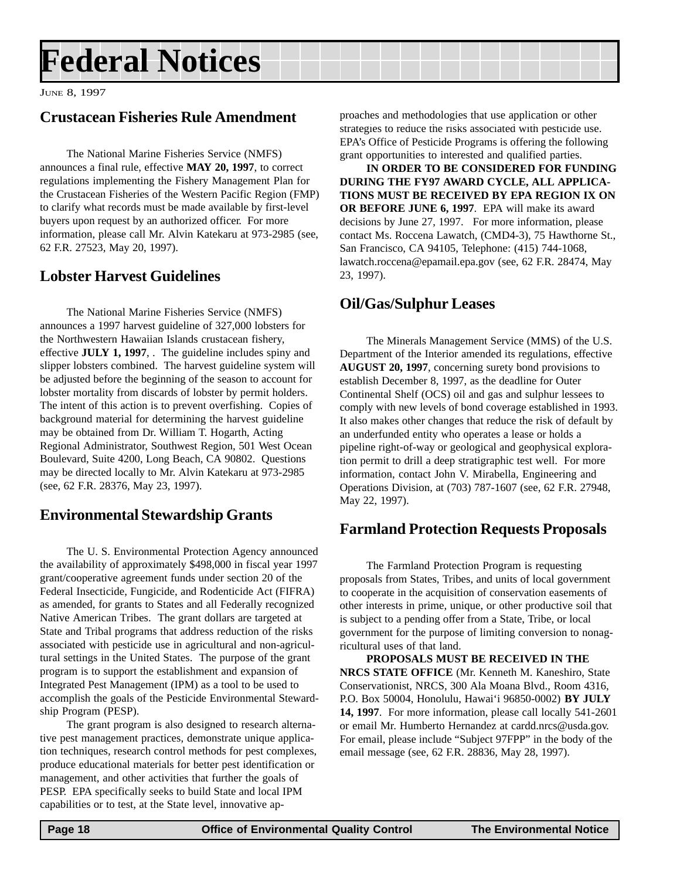# Federal Notices

JUNE 8, 1997

## Crustacean Fisheries Rule Amendment

The National Marine Fisheries Service (NMFS) announces a final rule, effective **MAY 20, 1997**, to correct regulations implementing the Fishery Management Plan for the Crustacean Fisheries of the Western Pacific Region (FMP) to clarify what records must be made available by first-level buyers upon request by an authorized officer. For more information, please call Mr. Alvin Katekaru at 973-2985 (see, 62 F.R. 27523, May 20, 1997).

## Lobster Harvest Guidelines

The National Marine Fisheries Service (NMFS) announces a 1997 harvest guideline of 327,000 lobsters for the Northwestern Hawaiian Islands crustacean fishery, effective **JULY 1, 1997**, . The guideline includes spiny and slipper lobsters combined. The harvest guideline system will be adjusted before the beginning of the season to account for lobster mortality from discards of lobster by permit holders. The intent of this action is to prevent overfishing. Copies of background material for determining the harvest guideline may be obtained from Dr. William T. Hogarth, Acting Regional Administrator, Southwest Region, 501 West Ocean Boulevard, Suite 4200, Long Beach, CA 90802. Questions may be directed locally to Mr. Alvin Katekaru at 973-2985 (see, 62 F.R. 28376, May 23, 1997).

## Environmental Stewardship Grants

The U. S. Environmental Protection Agency announced the availability of approximately $498,000 in fiscal year 1997 grant/cooperative agreement funds under section 20 of the Federal Insecticide, Fungicide, and Rodenticide Act (FIFRA) as amended, for grants to States and all Federally recognized Native American Tribes. The grant dollars are targeted at State and Tribal programs that address reduction of the risks associated with pesticide use in agricultural and non-agricultural settings in the United States. The purpose of the grant program is to support the establishment and expansion of Integrated Pest Management (IPM) as a tool to be used to accomplish the goals of the Pesticide Environmental Stewardship Program (PESP).

The grant program is also designed to research alternative pest management practices, demonstrate unique application techniques, research control methods for pest complexes, produce educational materials for better pest identification or management, and other activities that further the goals of PESP. EPA specifically seeks to build State and local IPM capabilities or to test, at the State level, innovative approaches and methodologies that use application or other strategies to reduce the risks associated with pesticide use. EPA's Office of Pesticide Programs is offering the following grant opportunities to interested and qualified parties.

**IN ORDER TO BE CONSIDERED FOR FUNDING DURING THE FY97 AWARD CYCLE, ALL APPLICATIONS MUST BE RECEIVED BY EPA REGION IX ON OR BEFORE JUNE 6, 1997**. EPA will make its award decisions by June 27, 1997. For more information, please contact Ms. Roccena Lawatch, (CMD4-3), 75 Hawthorne St., San Francisco, CA 94105, Telephone: (415) 744-1068, lawatch.roccena@epamail.epa.gov (see, 62 F.R. 28474, May 23, 1997).

## Oil/Gas/Sulphur Leases

The Minerals Management Service (MMS) of the U.S. Department of the Interior amended its regulations, effective **AUGUST 20, 1997**, concerning surety bond provisions to establish December 8, 1997, as the deadline for Outer Continental Shelf (OCS) oil and gas and sulphur lessees to comply with new levels of bond coverage established in 1993. It also makes other changes that reduce the risk of default by an underfunded entity who operates a lease or holds a pipeline right-of-way or geological and geophysical exploration permit to drill a deep stratigraphic test well. For more information, contact John V. Mirabella, Engineering and Operations Division, at (703) 787-1607 (see, 62 F.R. 27948, May 22, 1997).

## Farmland Protection Requests Proposals

The Farmland Protection Program is requesting proposals from States, Tribes, and units of local government to cooperate in the acquisition of conservation easements of other interests in prime, unique, or other productive soil that is subject to a pending offer from a State, Tribe, or local government for the purpose of limiting conversion to nonagricultural uses of that land.

**PROPOSALS MUST BE RECEIVED IN THE NRCS STATE OFFICE** (Mr. Kenneth M. Kaneshiro, State Conservationist, NRCS, 300 Ala Moana Blvd., Room 4316, P.O. Box 50004, Honolulu, Hawai'i 96850-0002) **BY JULY 14, 1997**. For more information, please call locally 541-2601 or email Mr. Humberto Hernandez at cardd.nrcs@usda.gov. For email, please include "Subject 97FPP" in the body of the email message (see, 62 F.R. 28836, May 28, 1997).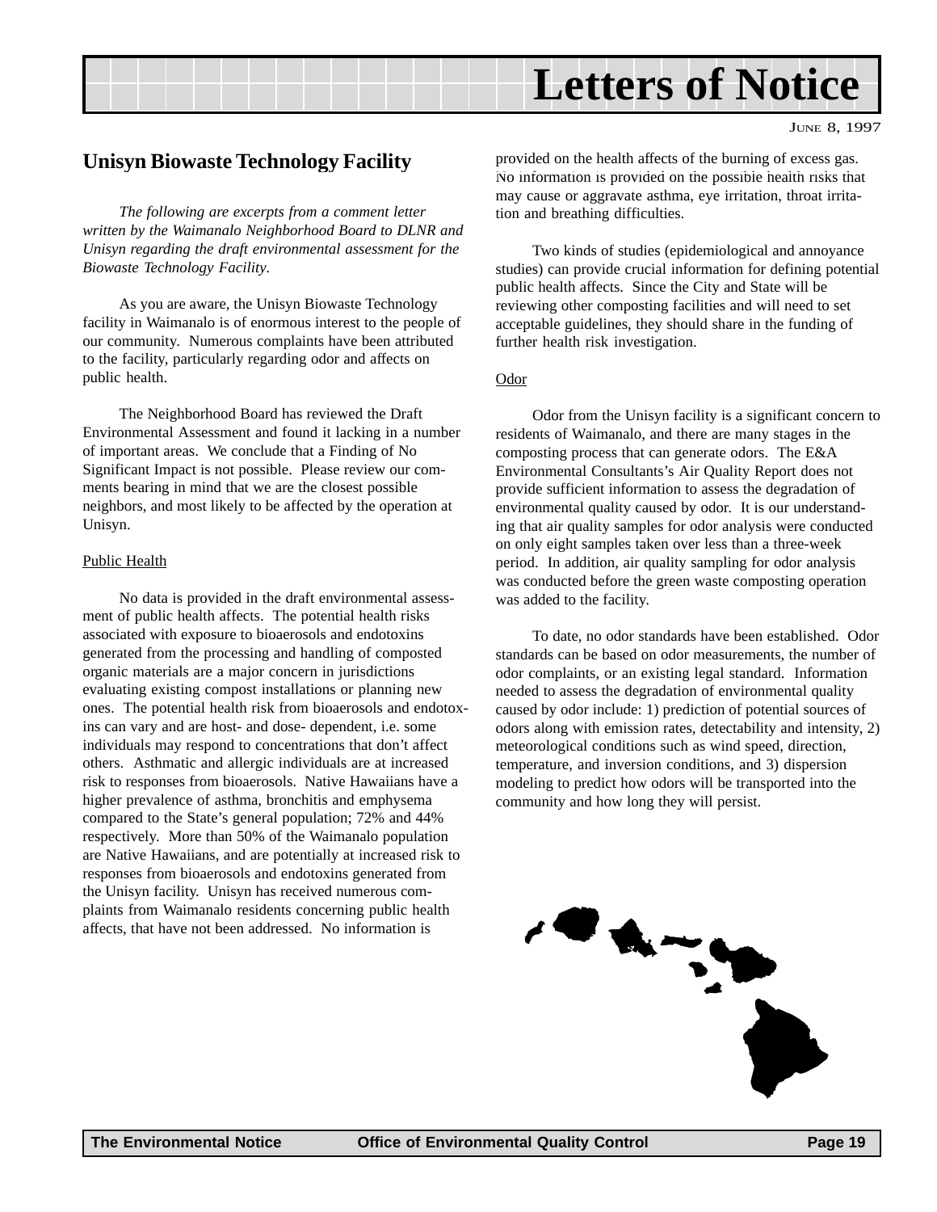# Letters of Notice

June 8, 1997

## Unisyn Biowaste Technology Facility

*The following are excerpts from a comment letter written by the Waimanalo Neighborhood Board to DLNR and Unisyn regarding the draft environmental assessment for the Biowaste Technology Facility.*

As you are aware, the Unisyn Biowaste Technology facility in Waimanalo is of enormous interest to the people of our community. Numerous complaints have been attributed to the facility, particularly regarding odor and affects on public health.

The Neighborhood Board has reviewed the Draft Environmental Assessment and found it lacking in a number of important areas. We conclude that a Finding of No Significant Impact is not possible. Please review our comments bearing in mind that we are the closest possible neighbors, and most likely to be affected by the operation at Unisyn.

Public Health

No data is provided in the draft environmental assessment of public health affects. The potential health risks associated with exposure to bioaerosols and endotoxins generated from the processing and handling of composted organic materials are a major concern in jurisdictions evaluating existing compost installations or planning new ones. The potential health risk from bioaerosols and endotoxins can vary and are host- and dose- dependent, i.e. some individuals may respond to concentrations that don't affect others. Asthmatic and allergic individuals are at increased risk to responses from bioaerosols. Native Hawaiians have a higher prevalence of asthma, bronchitis and emphysema compared to the State's general population; 72% and 44% respectively. More than 50% of the Waimanalo population are Native Hawaiians, and are potentially at increased risk to responses from bioaerosols and endotoxins generated from the Unisyn facility. Unisyn has received numerous complaints from Waimanalo residents concerning public health affects, that have not been addressed. No information is provided on the health affects of the burning of excess gas. No information is provided on the possible health risks that may cause or aggravate asthma, eye irritation, throat irritation and breathing difficulties.

Two kinds of studies (epidemiological and annoyance studies) can provide crucial information for defining potential public health affects. Since the City and State will be reviewing other composting facilities and will need to set acceptable guidelines, they should share in the funding of further health risk investigation.

Odor

Odor from the Unisyn facility is a significant concern to residents of Waimanalo, and there are many stages in the composting process that can generate odors. The E&A Environmental Consultants's Air Quality Report does not provide sufficient information to assess the degradation of environmental quality caused by odor. It is our understanding that air quality samples for odor analysis were conducted on only eight samples taken over less than a three-week period. In addition, air quality sampling for odor analysis was conducted before the green waste composting operation was added to the facility.

To date, no odor standards have been established. Odor standards can be based on odor measurements, the number of odor complaints, or an existing legal standard. Information needed to assess the degradation of environmental quality caused by odor include: 1) prediction of potential sources of odors along with emission rates, detectability and intensity, 2) meteorological conditions such as wind speed, direction, temperature, and inversion conditions, and 3) dispersion modeling to predict how odors will be transported into the community and how long they will persist.